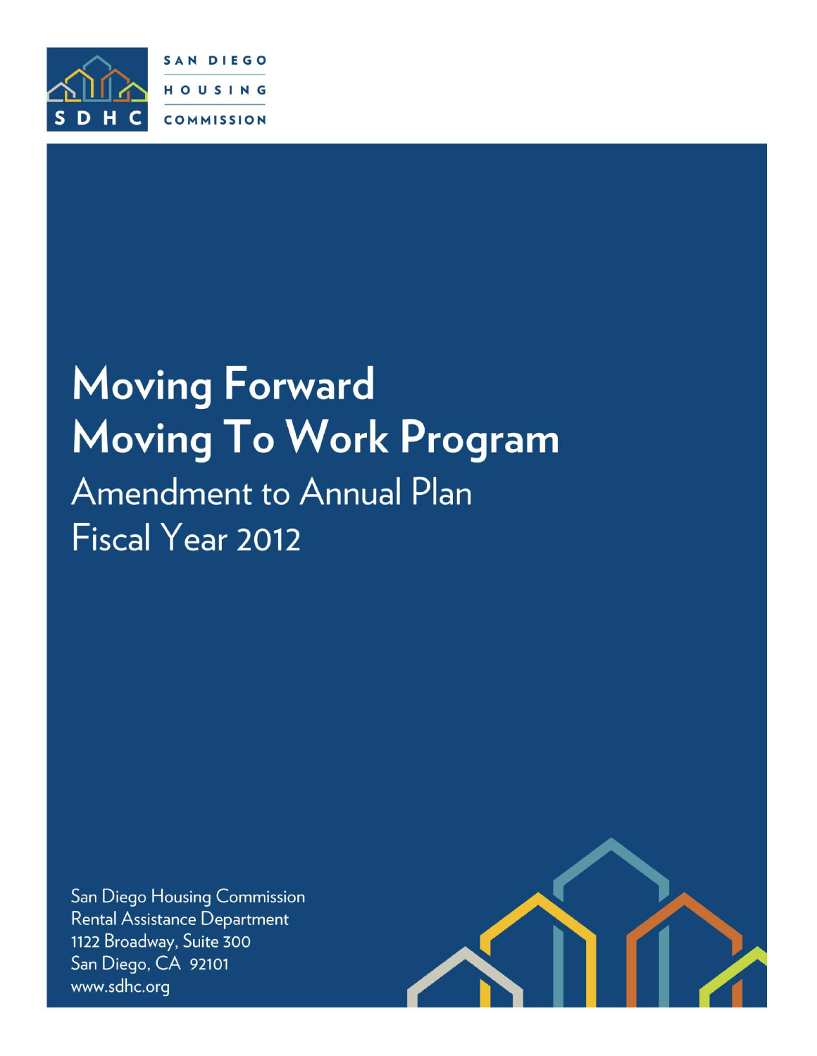SAN DIEGO HOUSING COMMISSION

SDHC

# Moving Forward
# Moving To Work Program

## Amendment to Annual Plan
## Fiscal Year 2012

San Diego Housing Commission
Rental Assistance Department
1122 Broadway, Suite 300
San Diego, CA 92101
www.sdhc.org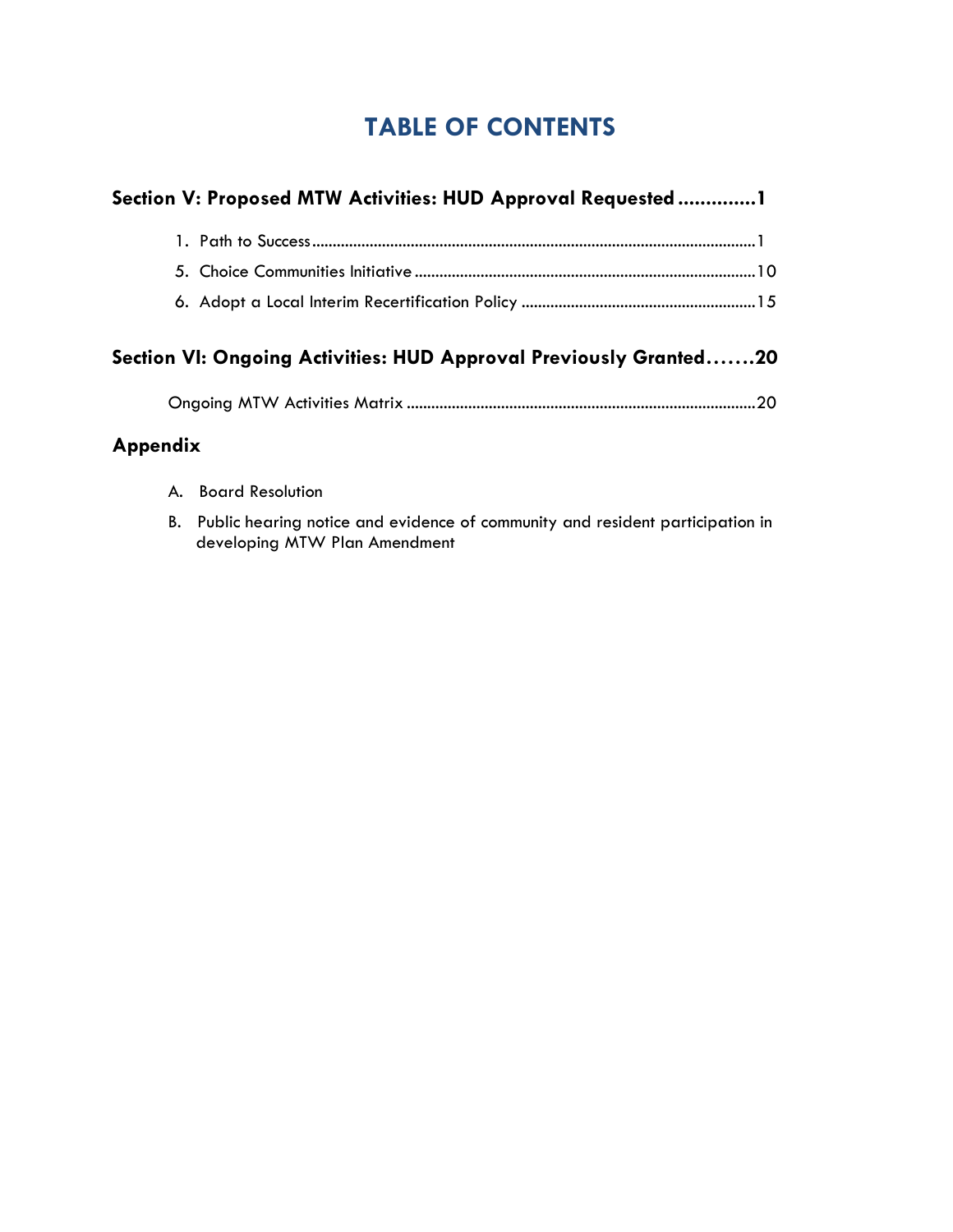# TABLE OF CONTENTS

**Section V: Proposed MTW Activities: HUD Approval Requested .............1**

1. Path to Success ........................................................................................................1
5. Choice Communities Initiative ................................................................................10
6. Adopt a Local Interim Recertification Policy ........................................................15

**Section VI: Ongoing Activities: HUD Approval Previously Granted.......20**

Ongoing MTW Activities Matrix ...................................................................................20

**Appendix**

A. Board Resolution
B. Public hearing notice and evidence of community and resident participation in developing MTW Plan Amendment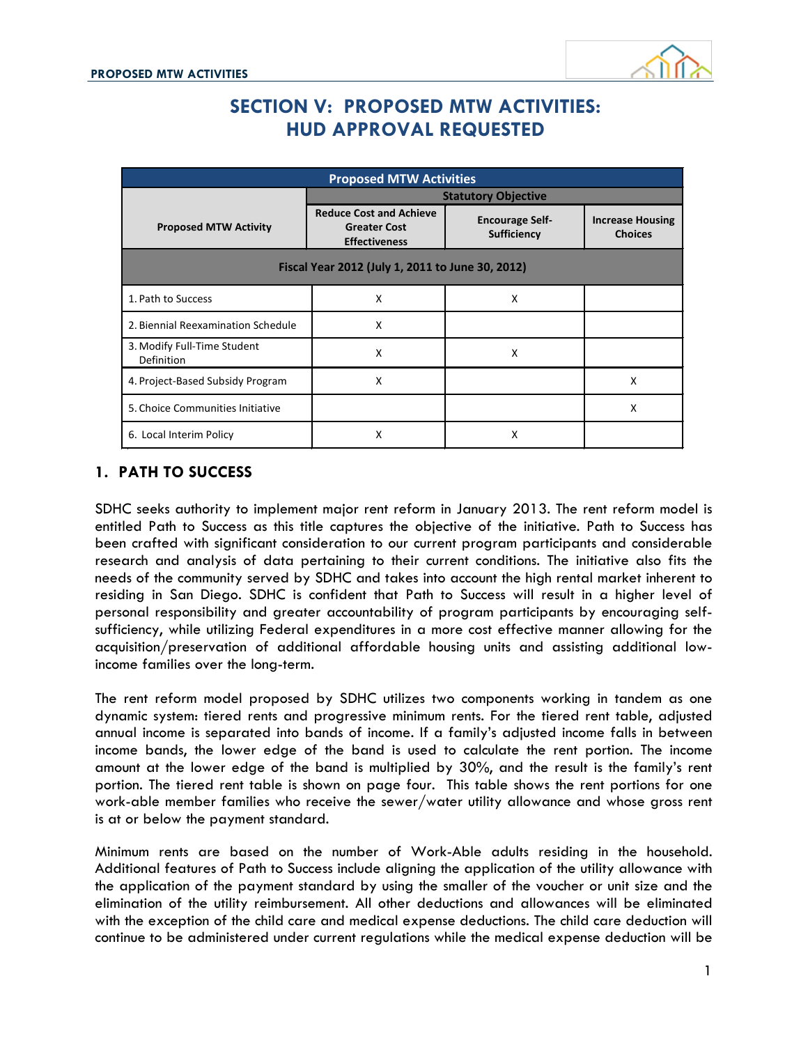# SECTION V: PROPOSED MTW ACTIVITIES: HUD APPROVAL REQUESTED

| Proposed MTW Activities | | | |
|---|---|---|---|
| Proposed MTW Activity | Statutory Objective | | |
| | Reduce Cost and Achieve Greater Cost Effectiveness | Encourage Self-Sufficiency | Increase Housing Choices |
| Fiscal Year 2012 (July 1, 2011 to June 30, 2012) | | | |
| 1. Path to Success | X | X | |
| 2. Biennial Reexamination Schedule | X | | |
| 3. Modify Full-Time Student Definition | X | X | |
| 4. Project-Based Subsidy Program | X | | X |
| 5. Choice Communities Initiative | | | X |
| 6. Local Interim Policy | X | X | |

## 1. PATH TO SUCCESS

SDHC seeks authority to implement major rent reform in January 2013. The rent reform model is entitled Path to Success as this title captures the objective of the initiative. Path to Success has been crafted with significant consideration to our current program participants and considerable research and analysis of data pertaining to their current conditions. The initiative also fits the needs of the community served by SDHC and takes into account the high rental market inherent to residing in San Diego. SDHC is confident that Path to Success will result in a higher level of personal responsibility and greater accountability of program participants by encouraging self-sufficiency, while utilizing Federal expenditures in a more cost effective manner allowing for the acquisition/preservation of additional affordable housing units and assisting additional low-income families over the long-term.

The rent reform model proposed by SDHC utilizes two components working in tandem as one dynamic system: tiered rents and progressive minimum rents. For the tiered rent table, adjusted annual income is separated into bands of income. If a family's adjusted income falls in between income bands, the lower edge of the band is used to calculate the rent portion. The income amount at the lower edge of the band is multiplied by 30%, and the result is the family's rent portion. The tiered rent table is shown on page four. This table shows the rent portions for one work-able member families who receive the sewer/water utility allowance and whose gross rent is at or below the payment standard.

Minimum rents are based on the number of Work-Able adults residing in the household. Additional features of Path to Success include aligning the application of the utility allowance with the application of the payment standard by using the smaller of the voucher or unit size and the elimination of the utility reimbursement. All other deductions and allowances will be eliminated with the exception of the child care and medical expense deductions. The child care deduction will continue to be administered under current regulations while the medical expense deduction will be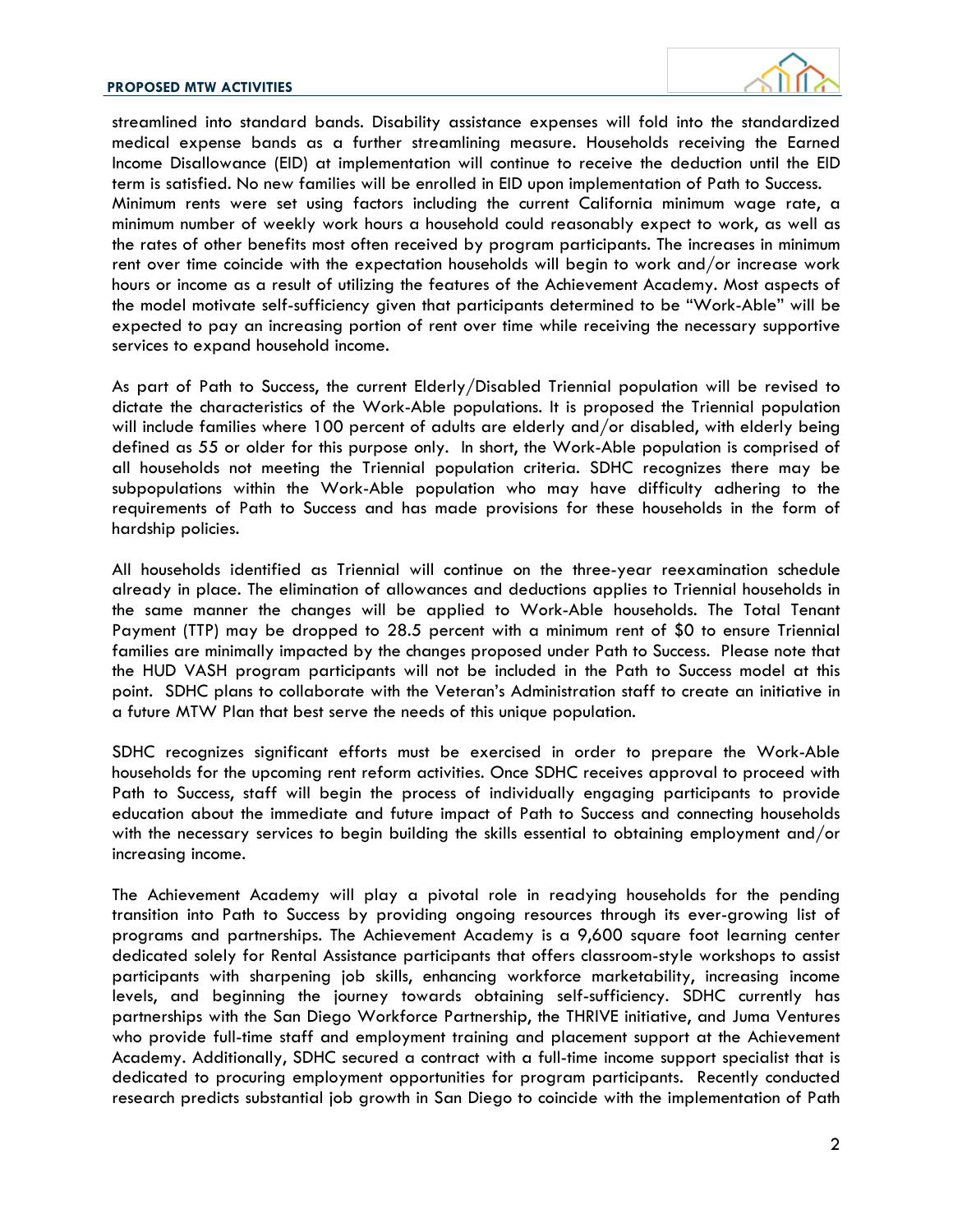streamlined into standard bands. Disability assistance expenses will fold into the standardized medical expense bands as a further streamlining measure. Households receiving the Earned Income Disallowance (EID) at implementation will continue to receive the deduction until the EID term is satisfied. No new families will be enrolled in EID upon implementation of Path to Success. Minimum rents were set using factors including the current California minimum wage rate, a minimum number of weekly work hours a household could reasonably expect to work, as well as the rates of other benefits most often received by program participants. The increases in minimum rent over time coincide with the expectation households will begin to work and/or increase work hours or income as a result of utilizing the features of the Achievement Academy. Most aspects of the model motivate self-sufficiency given that participants determined to be "Work-Able" will be expected to pay an increasing portion of rent over time while receiving the necessary supportive services to expand household income.

As part of Path to Success, the current Elderly/Disabled Triennial population will be revised to dictate the characteristics of the Work-Able populations. It is proposed the Triennial population will include families where 100 percent of adults are elderly and/or disabled, with elderly being defined as 55 or older for this purpose only. In short, the Work-Able population is comprised of all households not meeting the Triennial population criteria. SDHC recognizes there may be subpopulations within the Work-Able population who may have difficulty adhering to the requirements of Path to Success and has made provisions for these households in the form of hardship policies.

All households identified as Triennial will continue on the three-year reexamination schedule already in place. The elimination of allowances and deductions applies to Triennial households in the same manner the changes will be applied to Work-Able households. The Total Tenant Payment (TTP) may be dropped to 28.5 percent with a minimum rent of $0 to ensure Triennial families are minimally impacted by the changes proposed under Path to Success. Please note that the HUD VASH program participants will not be included in the Path to Success model at this point. SDHC plans to collaborate with the Veteran's Administration staff to create an initiative in a future MTW Plan that best serve the needs of this unique population.

SDHC recognizes significant efforts must be exercised in order to prepare the Work-Able households for the upcoming rent reform activities. Once SDHC receives approval to proceed with Path to Success, staff will begin the process of individually engaging participants to provide education about the immediate and future impact of Path to Success and connecting households with the necessary services to begin building the skills essential to obtaining employment and/or increasing income.

The Achievement Academy will play a pivotal role in readying households for the pending transition into Path to Success by providing ongoing resources through its ever-growing list of programs and partnerships. The Achievement Academy is a 9,600 square foot learning center dedicated solely for Rental Assistance participants that offers classroom-style workshops to assist participants with sharpening job skills, enhancing workforce marketability, increasing income levels, and beginning the journey towards obtaining self-sufficiency. SDHC currently has partnerships with the San Diego Workforce Partnership, the THRIVE initiative, and Juma Ventures who provide full-time staff and employment training and placement support at the Achievement Academy. Additionally, SDHC secured a contract with a full-time income support specialist that is dedicated to procuring employment opportunities for program participants. Recently conducted research predicts substantial job growth in San Diego to coincide with the implementation of Path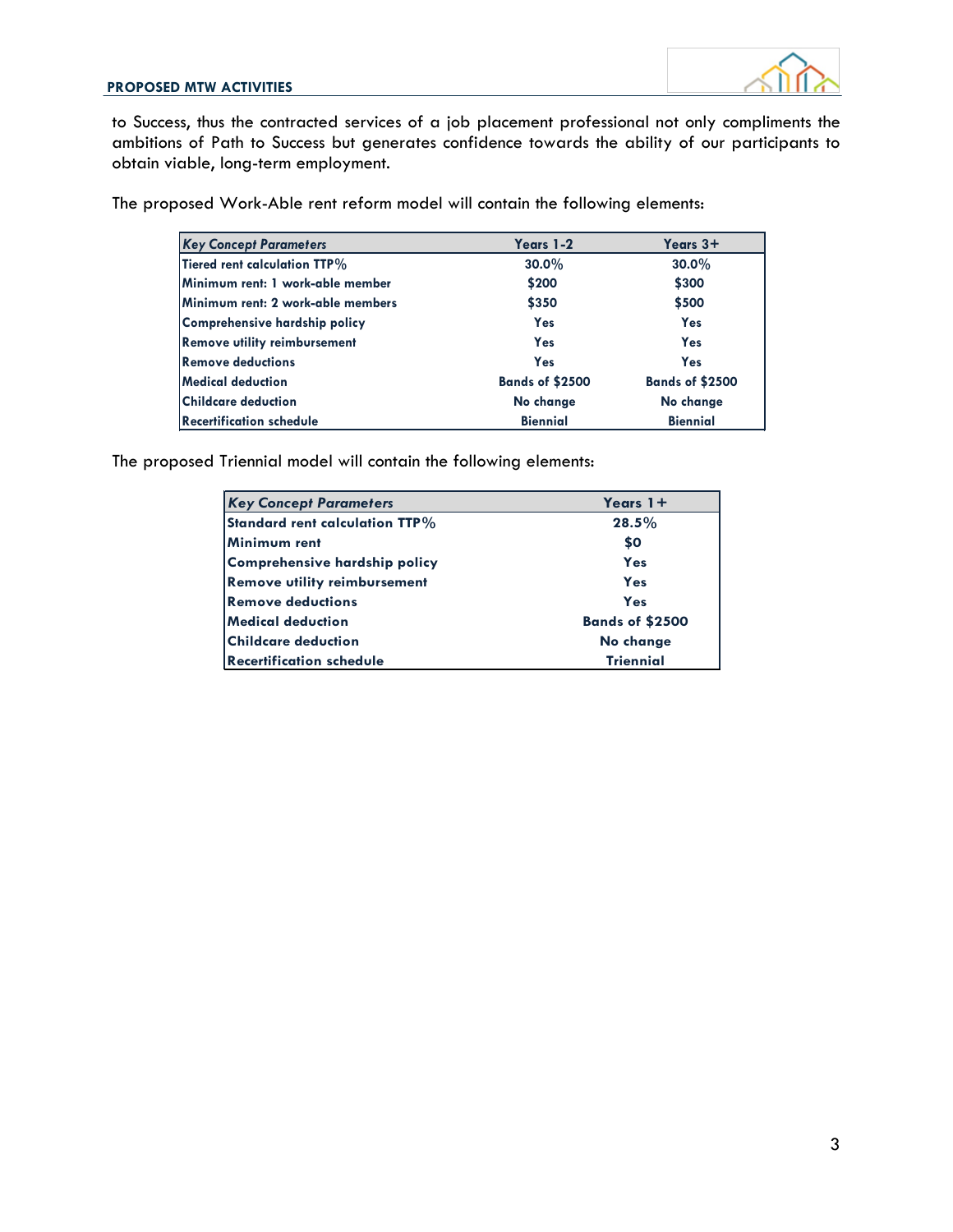to Success, thus the contracted services of a job placement professional not only compliments the ambitions of Path to Success but generates confidence towards the ability of our participants to obtain viable, long-term employment.

The proposed Work-Able rent reform model will contain the following elements:

| *Key Concept Parameters* | Years 1-2 | Years 3+ |
|---|---|---|
| Tiered rent calculation TTP% | 30.0% | 30.0% |
| Minimum rent: 1 work-able member | $200 | $300 |
| Minimum rent: 2 work-able members | $350 | $500 |
| Comprehensive hardship policy | Yes | Yes |
| Remove utility reimbursement | Yes | Yes |
| Remove deductions | Yes | Yes |
| Medical deduction | Bands of $2500 | Bands of $2500 |
| Childcare deduction | No change | No change |
| Recertification schedule | Biennial | Biennial |

The proposed Triennial model will contain the following elements:

| *Key Concept Parameters* | Years 1+ |
|---|---|
| Standard rent calculation TTP% | 28.5% |
| Minimum rent | $0 |
| Comprehensive hardship policy | Yes |
| Remove utility reimbursement | Yes |
| Remove deductions | Yes |
| Medical deduction | Bands of $2500 |
| Childcare deduction | No change |
| Recertification schedule | Triennial |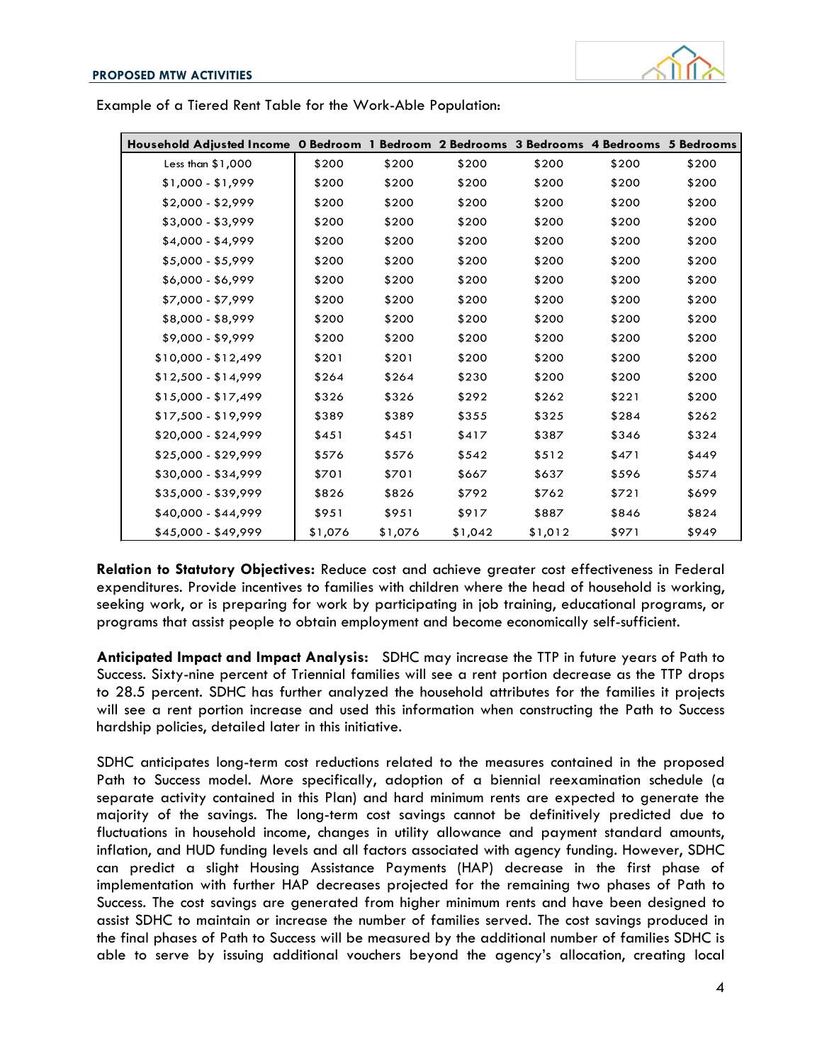Example of a Tiered Rent Table for the Work-Able Population:

| Household Adjusted Income | 0 Bedroom | 1 Bedroom | 2 Bedrooms | 3 Bedrooms | 4 Bedrooms | 5 Bedrooms |
|---|---|---|---|---|---|---|
| Less than $1,000 | $200 | $200 | $200 | $200 | $200 | $200 |
| $1,000 - $1,999 | $200 | $200 | $200 | $200 | $200 | $200 |
| $2,000 - $2,999 | $200 | $200 | $200 | $200 | $200 | $200 |
| $3,000 - $3,999 | $200 | $200 | $200 | $200 | $200 | $200 |
| $4,000 - $4,999 | $200 | $200 | $200 | $200 | $200 | $200 |
| $5,000 - $5,999 | $200 | $200 | $200 | $200 | $200 | $200 |
| $6,000 - $6,999 | $200 | $200 | $200 | $200 | $200 | $200 |
| $7,000 - $7,999 | $200 | $200 | $200 | $200 | $200 | $200 |
| $8,000 - $8,999 | $200 | $200 | $200 | $200 | $200 | $200 |
| $9,000 - $9,999 | $200 | $200 | $200 | $200 | $200 | $200 |
| $10,000 - $12,499 | $201 | $201 | $200 | $200 | $200 | $200 |
| $12,500 - $14,999 | $264 | $264 | $230 | $200 | $200 | $200 |
| $15,000 - $17,499 | $326 | $326 | $292 | $262 | $221 | $200 |
| $17,500 - $19,999 | $389 | $389 | $355 | $325 | $284 | $262 |
| $20,000 - $24,999 | $451 | $451 | $417 | $387 | $346 | $324 |
| $25,000 - $29,999 | $576 | $576 | $542 | $512 | $471 | $449 |
| $30,000 - $34,999 | $701 | $701 | $667 | $637 | $596 | $574 |
| $35,000 - $39,999 | $826 | $826 | $792 | $762 | $721 | $699 |
| $40,000 - $44,999 | $951 | $951 | $917 | $887 | $846 | $824 |
| $45,000 - $49,999 | $1,076 | $1,076 | $1,042 | $1,012 | $971 | $949 |

**Relation to Statutory Objectives:** Reduce cost and achieve greater cost effectiveness in Federal expenditures. Provide incentives to families with children where the head of household is working, seeking work, or is preparing for work by participating in job training, educational programs, or programs that assist people to obtain employment and become economically self-sufficient.

**Anticipated Impact and Impact Analysis:** SDHC may increase the TTP in future years of Path to Success. Sixty-nine percent of Triennial families will see a rent portion decrease as the TTP drops to 28.5 percent. SDHC has further analyzed the household attributes for the families it projects will see a rent portion increase and used this information when constructing the Path to Success hardship policies, detailed later in this initiative.

SDHC anticipates long-term cost reductions related to the measures contained in the proposed Path to Success model. More specifically, adoption of a biennial reexamination schedule (a separate activity contained in this Plan) and hard minimum rents are expected to generate the majority of the savings. The long-term cost savings cannot be definitively predicted due to fluctuations in household income, changes in utility allowance and payment standard amounts, inflation, and HUD funding levels and all factors associated with agency funding. However, SDHC can predict a slight Housing Assistance Payments (HAP) decrease in the first phase of implementation with further HAP decreases projected for the remaining two phases of Path to Success. The cost savings are generated from higher minimum rents and have been designed to assist SDHC to maintain or increase the number of families served. The cost savings produced in the final phases of Path to Success will be measured by the additional number of families SDHC is able to serve by issuing additional vouchers beyond the agency's allocation, creating local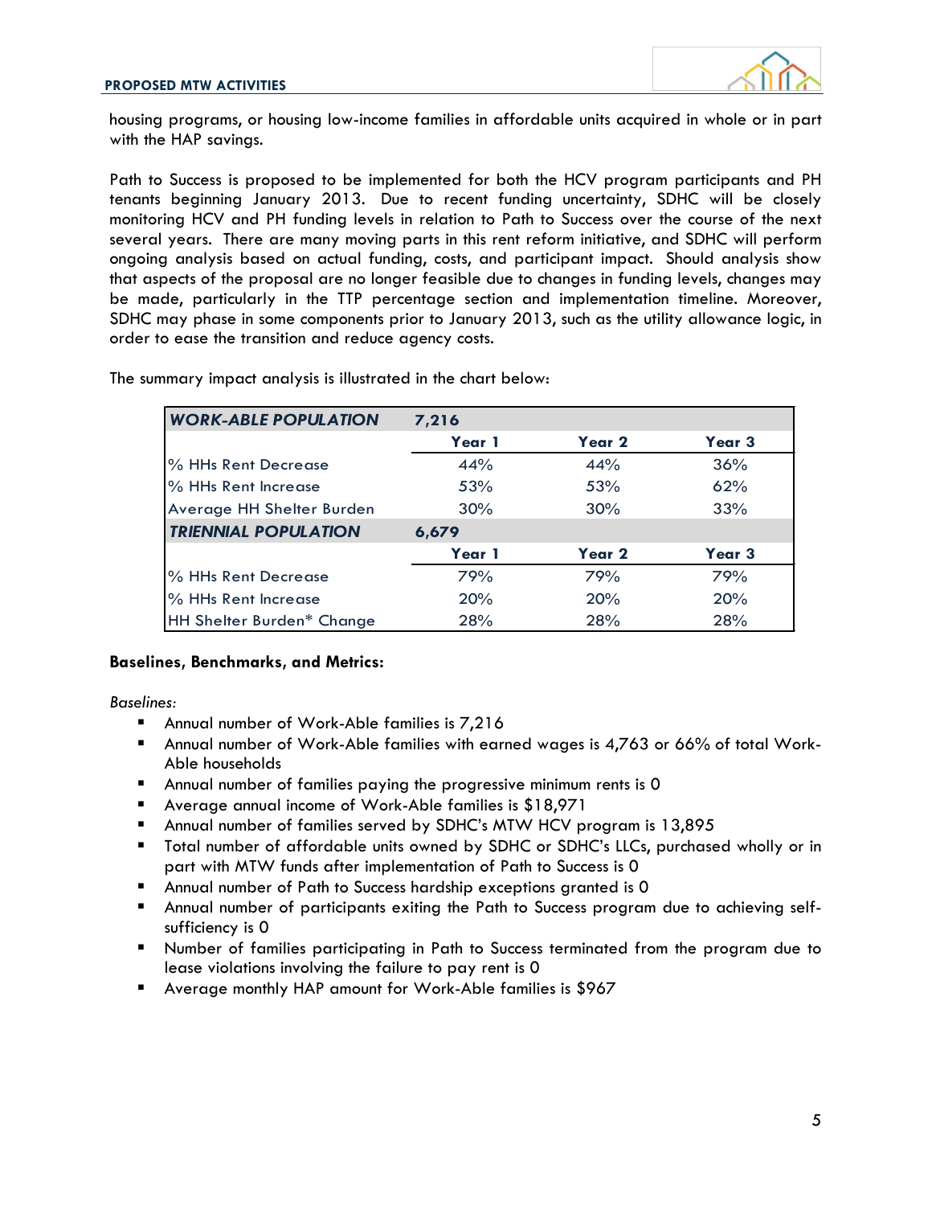housing programs, or housing low-income families in affordable units acquired in whole or in part with the HAP savings.

Path to Success is proposed to be implemented for both the HCV program participants and PH tenants beginning January 2013. Due to recent funding uncertainty, SDHC will be closely monitoring HCV and PH funding levels in relation to Path to Success over the course of the next several years. There are many moving parts in this rent reform initiative, and SDHC will perform ongoing analysis based on actual funding, costs, and participant impact. Should analysis show that aspects of the proposal are no longer feasible due to changes in funding levels, changes may be made, particularly in the TTP percentage section and implementation timeline. Moreover, SDHC may phase in some components prior to January 2013, such as the utility allowance logic, in order to ease the transition and reduce agency costs.

The summary impact analysis is illustrated in the chart below:

| ***WORK-ABLE POPULATION*** | **7,216** | | |
|---|---|---|---|
| | **Year 1** | **Year 2** | **Year 3** |
| % HHs Rent Decrease | 44% | 44% | 36% |
| % HHs Rent Increase | 53% | 53% | 62% |
| Average HH Shelter Burden | 30% | 30% | 33% |
| ***TRIENNIAL POPULATION*** | **6,679** | | |
| | **Year 1** | **Year 2** | **Year 3** |
| % HHs Rent Decrease | 79% | 79% | 79% |
| % HHs Rent Increase | 20% | 20% | 20% |
| HH Shelter Burden* Change | 28% | 28% | 28% |

**Baselines, Benchmarks, and Metrics:**

*Baselines:*

- Annual number of Work-Able families is 7,216
- Annual number of Work-Able families with earned wages is 4,763 or 66% of total Work-Able households
- Annual number of families paying the progressive minimum rents is 0
- Average annual income of Work-Able families is $18,971
- Annual number of families served by SDHC's MTW HCV program is 13,895
- Total number of affordable units owned by SDHC or SDHC's LLCs, purchased wholly or in part with MTW funds after implementation of Path to Success is 0
- Annual number of Path to Success hardship exceptions granted is 0
- Annual number of participants exiting the Path to Success program due to achieving self-sufficiency is 0
- Number of families participating in Path to Success terminated from the program due to lease violations involving the failure to pay rent is 0
- Average monthly HAP amount for Work-Able families is $967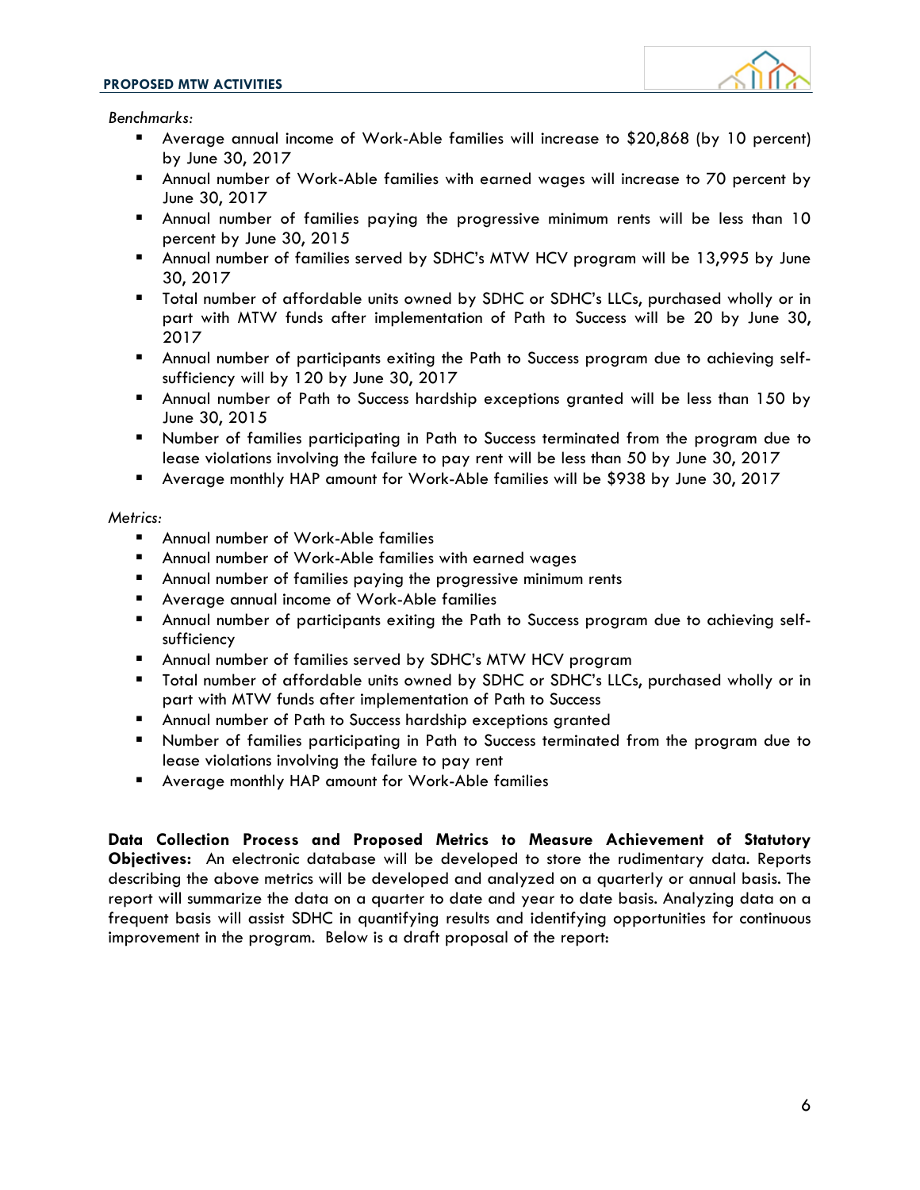*Benchmarks:*

- Average annual income of Work-Able families will increase to $20,868 (by 10 percent) by June 30, 2017
- Annual number of Work-Able families with earned wages will increase to 70 percent by June 30, 2017
- Annual number of families paying the progressive minimum rents will be less than 10 percent by June 30, 2015
- Annual number of families served by SDHC's MTW HCV program will be 13,995 by June 30, 2017
- Total number of affordable units owned by SDHC or SDHC's LLCs, purchased wholly or in part with MTW funds after implementation of Path to Success will be 20 by June 30, 2017
- Annual number of participants exiting the Path to Success program due to achieving self-sufficiency will by 120 by June 30, 2017
- Annual number of Path to Success hardship exceptions granted will be less than 150 by June 30, 2015
- Number of families participating in Path to Success terminated from the program due to lease violations involving the failure to pay rent will be less than 50 by June 30, 2017
- Average monthly HAP amount for Work-Able families will be $938 by June 30, 2017

*Metrics:*

- Annual number of Work-Able families
- Annual number of Work-Able families with earned wages
- Annual number of families paying the progressive minimum rents
- Average annual income of Work-Able families
- Annual number of participants exiting the Path to Success program due to achieving self-sufficiency
- Annual number of families served by SDHC's MTW HCV program
- Total number of affordable units owned by SDHC or SDHC's LLCs, purchased wholly or in part with MTW funds after implementation of Path to Success
- Annual number of Path to Success hardship exceptions granted
- Number of families participating in Path to Success terminated from the program due to lease violations involving the failure to pay rent
- Average monthly HAP amount for Work-Able families

**Data Collection Process and Proposed Metrics to Measure Achievement of Statutory Objectives:** An electronic database will be developed to store the rudimentary data. Reports describing the above metrics will be developed and analyzed on a quarterly or annual basis. The report will summarize the data on a quarter to date and year to date basis. Analyzing data on a frequent basis will assist SDHC in quantifying results and identifying opportunities for continuous improvement in the program. Below is a draft proposal of the report: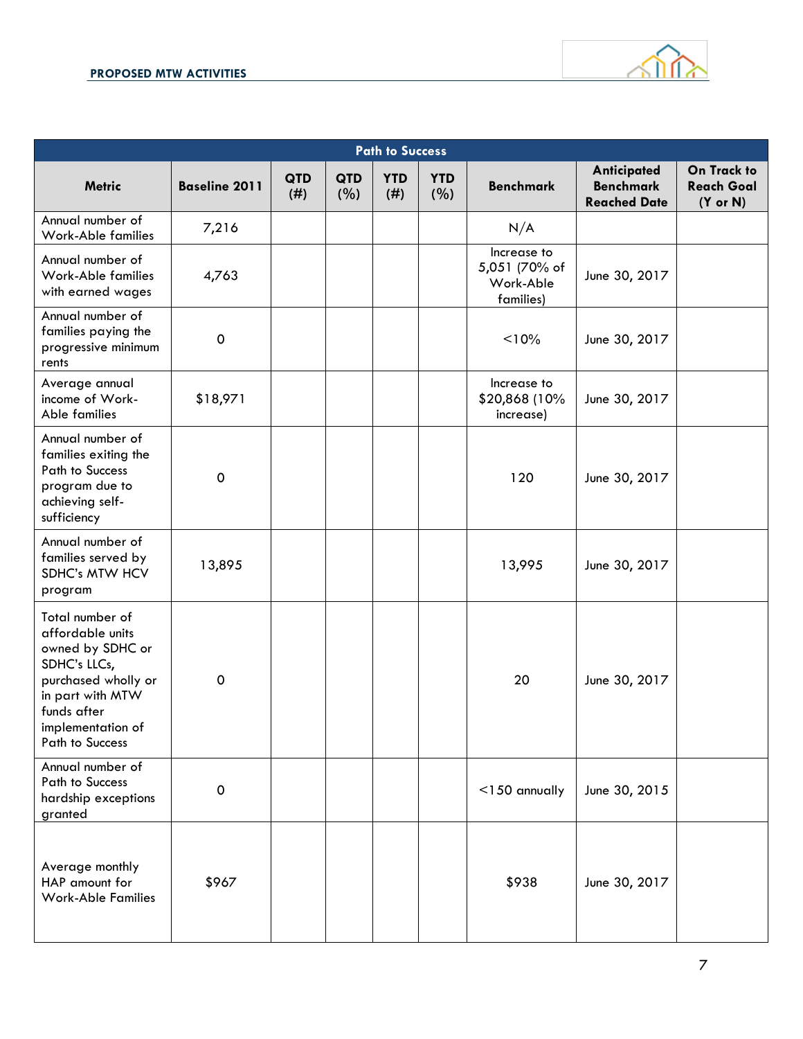| Path to Success | | | | | | | | |
|---|---|---|---|---|---|---|---|---|
| **Metric** | **Baseline 2011** | **QTD (#)** | **QTD (%)** | **YTD (#)** | **YTD (%)** | **Benchmark** | **Anticipated Benchmark Reached Date** | **On Track to Reach Goal (Y or N)** |
| Annual number of Work-Able families | 7,216 | | | | | N/A | | |
| Annual number of Work-Able families with earned wages | 4,763 | | | | | Increase to 5,051 (70% of Work-Able families) | June 30, 2017 | |
| Annual number of families paying the progressive minimum rents | 0 | | | | | <10% | June 30, 2017 | |
| Average annual income of Work-Able families | $18,971 | | | | | Increase to $20,868 (10% increase) | June 30, 2017 | |
| Annual number of families exiting the Path to Success program due to achieving self-sufficiency | 0 | | | | | 120 | June 30, 2017 | |
| Annual number of families served by SDHC's MTW HCV program | 13,895 | | | | | 13,995 | June 30, 2017 | |
| Total number of affordable units owned by SDHC or SDHC's LLCs, purchased wholly or in part with MTW funds after implementation of Path to Success | 0 | | | | | 20 | June 30, 2017 | |
| Annual number of Path to Success hardship exceptions granted | 0 | | | | | <150 annually | June 30, 2015 | |
| Average monthly HAP amount for Work-Able Families | $967 | | | | | $938 | June 30, 2017 | |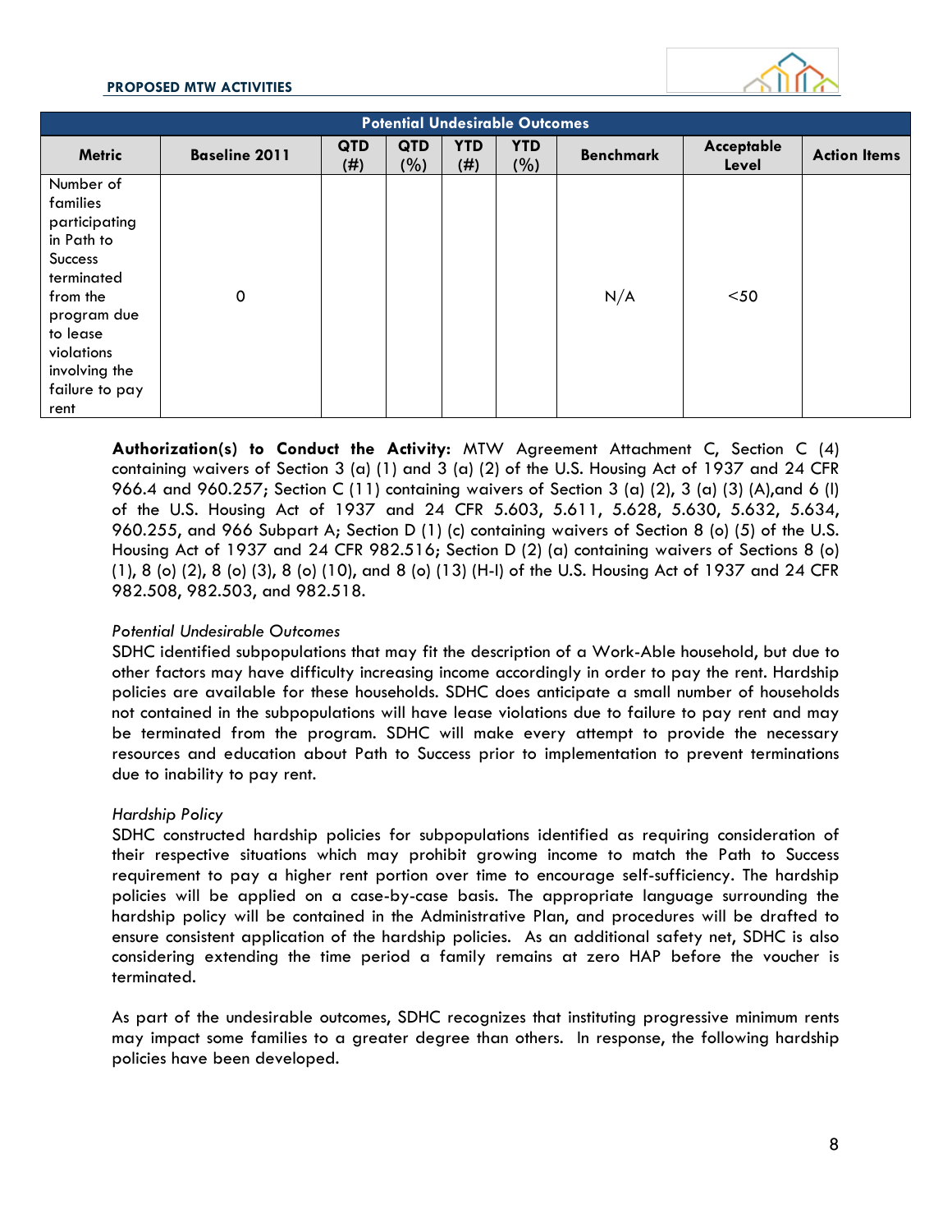| Potential Undesirable Outcomes | | | | | | | | |
|---|---|---|---|---|---|---|---|---|
| Metric | Baseline 2011 | QTD (#) | QTD (%) | YTD (#) | YTD (%) | Benchmark | Acceptable Level | Action Items |
| Number of families participating in Path to Success terminated from the program due to lease violations involving the failure to pay rent | 0 | | | | | N/A | <50 | |

**Authorization(s) to Conduct the Activity:** MTW Agreement Attachment C, Section C (4) containing waivers of Section 3 (a) (1) and 3 (a) (2) of the U.S. Housing Act of 1937 and 24 CFR 966.4 and 960.257; Section C (11) containing waivers of Section 3 (a) (2), 3 (a) (3) (A),and 6 (l) of the U.S. Housing Act of 1937 and 24 CFR 5.603, 5.611, 5.628, 5.630, 5.632, 5.634, 960.255, and 966 Subpart A; Section D (1) (c) containing waivers of Section 8 (o) (5) of the U.S. Housing Act of 1937 and 24 CFR 982.516; Section D (2) (a) containing waivers of Sections 8 (o) (1), 8 (o) (2), 8 (o) (3), 8 (o) (10), and 8 (o) (13) (H-I) of the U.S. Housing Act of 1937 and 24 CFR 982.508, 982.503, and 982.518.

*Potential Undesirable Outcomes*

SDHC identified subpopulations that may fit the description of a Work-Able household, but due to other factors may have difficulty increasing income accordingly in order to pay the rent. Hardship policies are available for these households. SDHC does anticipate a small number of households not contained in the subpopulations will have lease violations due to failure to pay rent and may be terminated from the program. SDHC will make every attempt to provide the necessary resources and education about Path to Success prior to implementation to prevent terminations due to inability to pay rent.

*Hardship Policy*

SDHC constructed hardship policies for subpopulations identified as requiring consideration of their respective situations which may prohibit growing income to match the Path to Success requirement to pay a higher rent portion over time to encourage self-sufficiency. The hardship policies will be applied on a case-by-case basis. The appropriate language surrounding the hardship policy will be contained in the Administrative Plan, and procedures will be drafted to ensure consistent application of the hardship policies. As an additional safety net, SDHC is also considering extending the time period a family remains at zero HAP before the voucher is terminated.

As part of the undesirable outcomes, SDHC recognizes that instituting progressive minimum rents may impact some families to a greater degree than others. In response, the following hardship policies have been developed.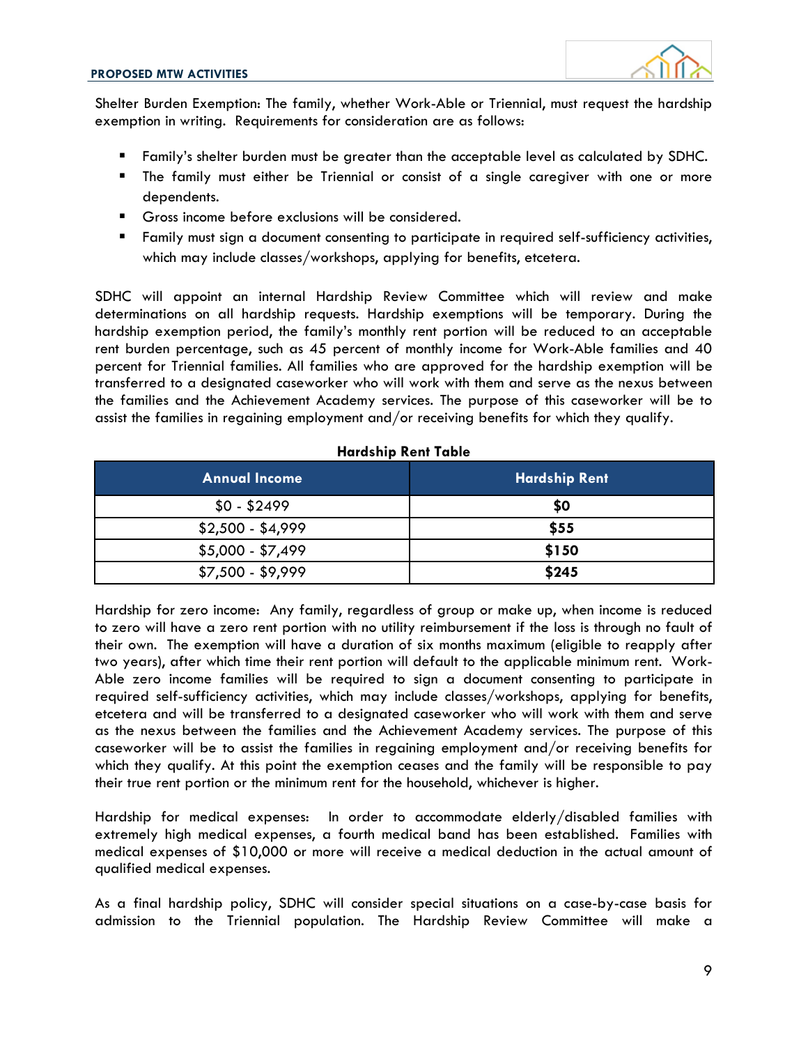Shelter Burden Exemption: The family, whether Work-Able or Triennial, must request the hardship exemption in writing. Requirements for consideration are as follows:

- Family's shelter burden must be greater than the acceptable level as calculated by SDHC.
- The family must either be Triennial or consist of a single caregiver with one or more dependents.
- Gross income before exclusions will be considered.
- Family must sign a document consenting to participate in required self-sufficiency activities, which may include classes/workshops, applying for benefits, etcetera.

SDHC will appoint an internal Hardship Review Committee which will review and make determinations on all hardship requests. Hardship exemptions will be temporary. During the hardship exemption period, the family's monthly rent portion will be reduced to an acceptable rent burden percentage, such as 45 percent of monthly income for Work-Able families and 40 percent for Triennial families. All families who are approved for the hardship exemption will be transferred to a designated caseworker who will work with them and serve as the nexus between the families and the Achievement Academy services. The purpose of this caseworker will be to assist the families in regaining employment and/or receiving benefits for which they qualify.

**Hardship Rent Table**

| Annual Income | Hardship Rent |
|---|---|
| $0 - $2499 | **$0** |
| $2,500 - $4,999 | **$55** |
| $5,000 - $7,499 | **$150** |
| $7,500 - $9,999 | **$245** |

Hardship for zero income: Any family, regardless of group or make up, when income is reduced to zero will have a zero rent portion with no utility reimbursement if the loss is through no fault of their own. The exemption will have a duration of six months maximum (eligible to reapply after two years), after which time their rent portion will default to the applicable minimum rent. Work-Able zero income families will be required to sign a document consenting to participate in required self-sufficiency activities, which may include classes/workshops, applying for benefits, etcetera and will be transferred to a designated caseworker who will work with them and serve as the nexus between the families and the Achievement Academy services. The purpose of this caseworker will be to assist the families in regaining employment and/or receiving benefits for which they qualify. At this point the exemption ceases and the family will be responsible to pay their true rent portion or the minimum rent for the household, whichever is higher.

Hardship for medical expenses: In order to accommodate elderly/disabled families with extremely high medical expenses, a fourth medical band has been established. Families with medical expenses of $10,000 or more will receive a medical deduction in the actual amount of qualified medical expenses.

As a final hardship policy, SDHC will consider special situations on a case-by-case basis for admission to the Triennial population. The Hardship Review Committee will make a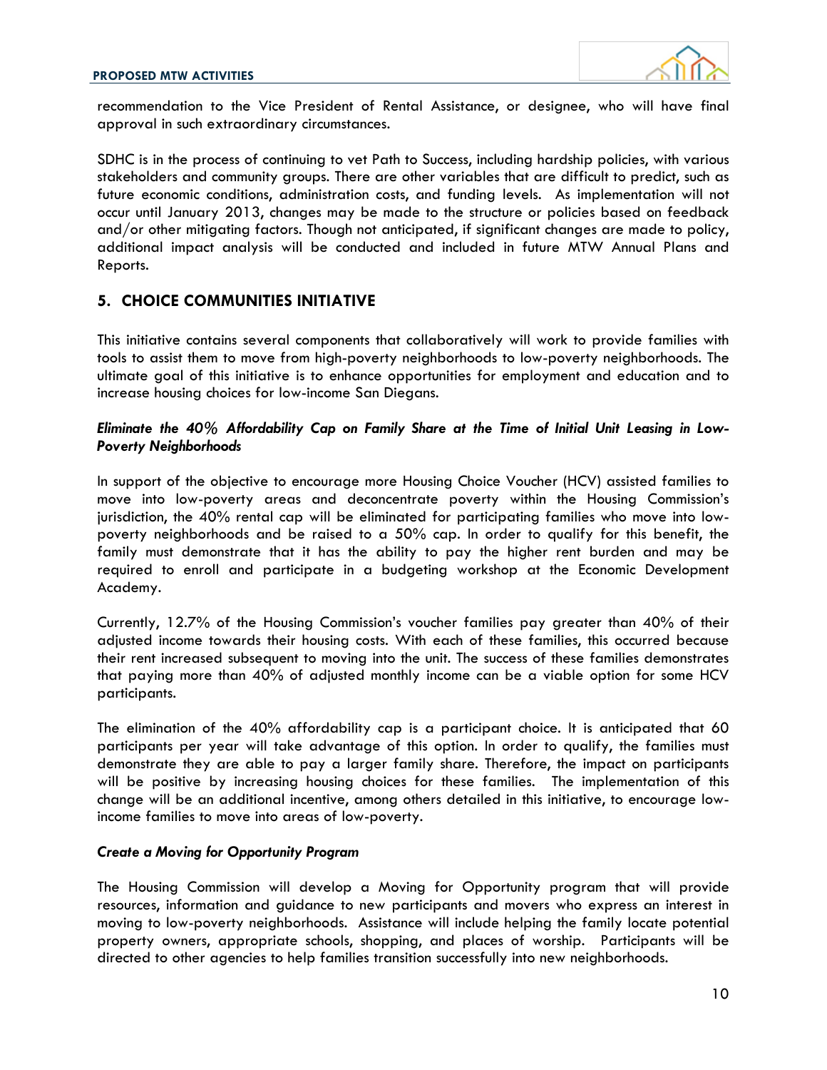recommendation to the Vice President of Rental Assistance, or designee, who will have final approval in such extraordinary circumstances.

SDHC is in the process of continuing to vet Path to Success, including hardship policies, with various stakeholders and community groups. There are other variables that are difficult to predict, such as future economic conditions, administration costs, and funding levels. As implementation will not occur until January 2013, changes may be made to the structure or policies based on feedback and/or other mitigating factors. Though not anticipated, if significant changes are made to policy, additional impact analysis will be conducted and included in future MTW Annual Plans and Reports.

## 5. CHOICE COMMUNITIES INITIATIVE

This initiative contains several components that collaboratively will work to provide families with tools to assist them to move from high-poverty neighborhoods to low-poverty neighborhoods. The ultimate goal of this initiative is to enhance opportunities for employment and education and to increase housing choices for low-income San Diegans.

### *Eliminate the 40% Affordability Cap on Family Share at the Time of Initial Unit Leasing in Low-Poverty Neighborhoods*

In support of the objective to encourage more Housing Choice Voucher (HCV) assisted families to move into low-poverty areas and deconcentrate poverty within the Housing Commission's jurisdiction, the 40% rental cap will be eliminated for participating families who move into low-poverty neighborhoods and be raised to a 50% cap. In order to qualify for this benefit, the family must demonstrate that it has the ability to pay the higher rent burden and may be required to enroll and participate in a budgeting workshop at the Economic Development Academy.

Currently, 12.7% of the Housing Commission's voucher families pay greater than 40% of their adjusted income towards their housing costs. With each of these families, this occurred because their rent increased subsequent to moving into the unit. The success of these families demonstrates that paying more than 40% of adjusted monthly income can be a viable option for some HCV participants.

The elimination of the 40% affordability cap is a participant choice. It is anticipated that 60 participants per year will take advantage of this option. In order to qualify, the families must demonstrate they are able to pay a larger family share. Therefore, the impact on participants will be positive by increasing housing choices for these families. The implementation of this change will be an additional incentive, among others detailed in this initiative, to encourage low-income families to move into areas of low-poverty.

### *Create a Moving for Opportunity Program*

The Housing Commission will develop a Moving for Opportunity program that will provide resources, information and guidance to new participants and movers who express an interest in moving to low-poverty neighborhoods. Assistance will include helping the family locate potential property owners, appropriate schools, shopping, and places of worship. Participants will be directed to other agencies to help families transition successfully into new neighborhoods.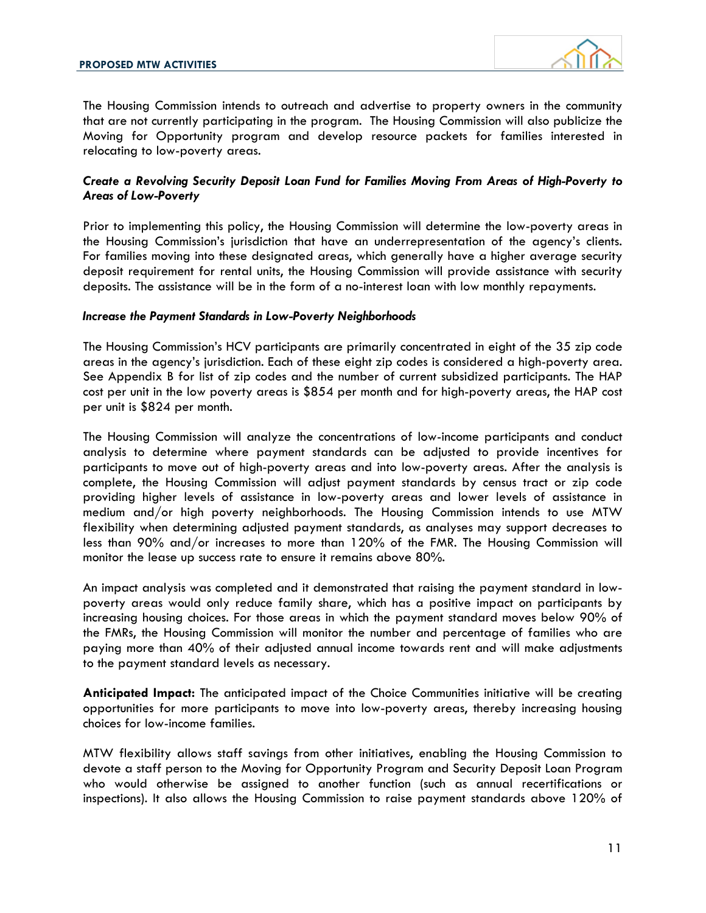The Housing Commission intends to outreach and advertise to property owners in the community that are not currently participating in the program. The Housing Commission will also publicize the Moving for Opportunity program and develop resource packets for families interested in relocating to low-poverty areas.

***Create a Revolving Security Deposit Loan Fund for Families Moving From Areas of High-Poverty to Areas of Low-Poverty***

Prior to implementing this policy, the Housing Commission will determine the low-poverty areas in the Housing Commission's jurisdiction that have an underrepresentation of the agency's clients. For families moving into these designated areas, which generally have a higher average security deposit requirement for rental units, the Housing Commission will provide assistance with security deposits. The assistance will be in the form of a no-interest loan with low monthly repayments.

***Increase the Payment Standards in Low-Poverty Neighborhoods***

The Housing Commission's HCV participants are primarily concentrated in eight of the 35 zip code areas in the agency's jurisdiction. Each of these eight zip codes is considered a high-poverty area. See Appendix B for list of zip codes and the number of current subsidized participants. The HAP cost per unit in the low poverty areas is $854 per month and for high-poverty areas, the HAP cost per unit is $824 per month.

The Housing Commission will analyze the concentrations of low-income participants and conduct analysis to determine where payment standards can be adjusted to provide incentives for participants to move out of high-poverty areas and into low-poverty areas. After the analysis is complete, the Housing Commission will adjust payment standards by census tract or zip code providing higher levels of assistance in low-poverty areas and lower levels of assistance in medium and/or high poverty neighborhoods. The Housing Commission intends to use MTW flexibility when determining adjusted payment standards, as analyses may support decreases to less than 90% and/or increases to more than 120% of the FMR. The Housing Commission will monitor the lease up success rate to ensure it remains above 80%.

An impact analysis was completed and it demonstrated that raising the payment standard in low-poverty areas would only reduce family share, which has a positive impact on participants by increasing housing choices. For those areas in which the payment standard moves below 90% of the FMRs, the Housing Commission will monitor the number and percentage of families who are paying more than 40% of their adjusted annual income towards rent and will make adjustments to the payment standard levels as necessary.

**Anticipated Impact:** The anticipated impact of the Choice Communities initiative will be creating opportunities for more participants to move into low-poverty areas, thereby increasing housing choices for low-income families.

MTW flexibility allows staff savings from other initiatives, enabling the Housing Commission to devote a staff person to the Moving for Opportunity Program and Security Deposit Loan Program who would otherwise be assigned to another function (such as annual recertifications or inspections). It also allows the Housing Commission to raise payment standards above 120% of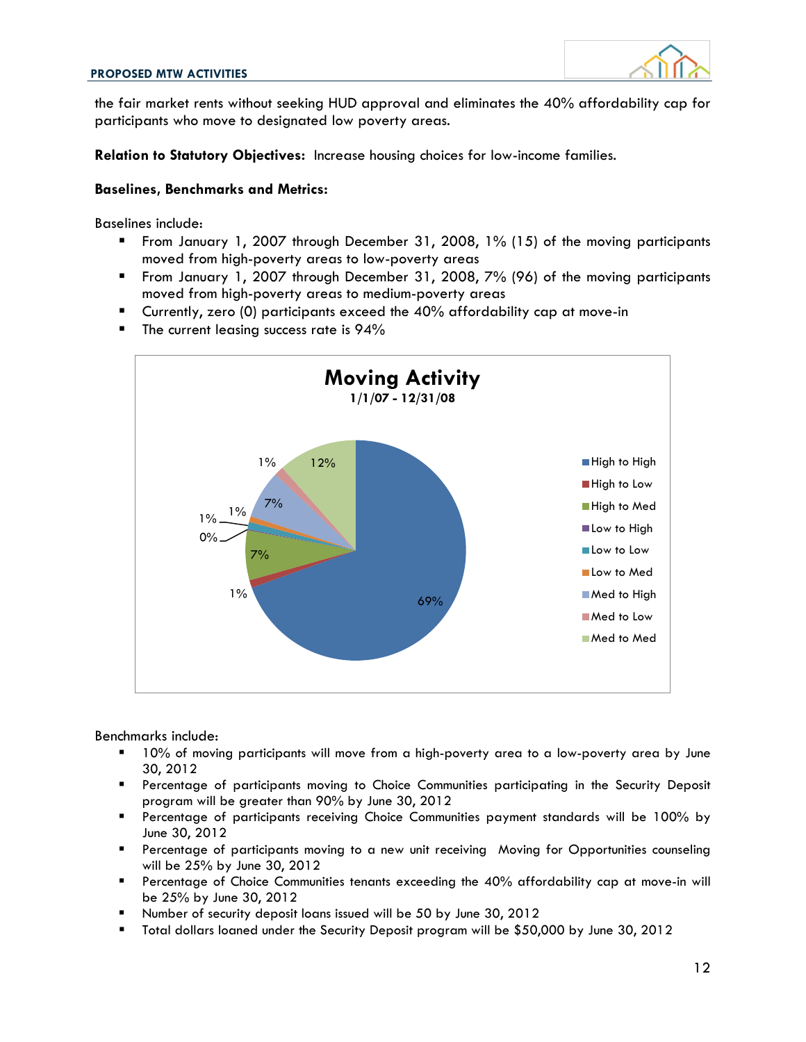the fair market rents without seeking HUD approval and eliminates the 40% affordability cap for participants who move to designated low poverty areas.

**Relation to Statutory Objectives:** Increase housing choices for low-income families.

**Baselines, Benchmarks and Metrics:**

Baselines include:

- From January 1, 2007 through December 31, 2008, 1% (15) of the moving participants moved from high-poverty areas to low-poverty areas
- From January 1, 2007 through December 31, 2008, 7% (96) of the moving participants moved from high-poverty areas to medium-poverty areas
- Currently, zero (0) participants exceed the 40% affordability cap at move-in
- The current leasing success rate is 94%

**Moving Activity**
**1/1/07 - 12/31/08**

| Category | Percentage |
|---|---|
| High to High | 69% |
| High to Low | 1% |
| High to Med | 7% |
| Low to High | 0% |
| Low to Low | 1% |
| Low to Med | 1% |
| Med to High | 7% |
| Med to Low | 1% |
| Med to Med | 12% |

Benchmarks include:

- 10% of moving participants will move from a high-poverty area to a low-poverty area by June 30, 2012
- Percentage of participants moving to Choice Communities participating in the Security Deposit program will be greater than 90% by June 30, 2012
- Percentage of participants receiving Choice Communities payment standards will be 100% by June 30, 2012
- Percentage of participants moving to a new unit receiving Moving for Opportunities counseling will be 25% by June 30, 2012
- Percentage of Choice Communities tenants exceeding the 40% affordability cap at move-in will be 25% by June 30, 2012
- Number of security deposit loans issued will be 50 by June 30, 2012
- Total dollars loaned under the Security Deposit program will be $50,000 by June 30, 2012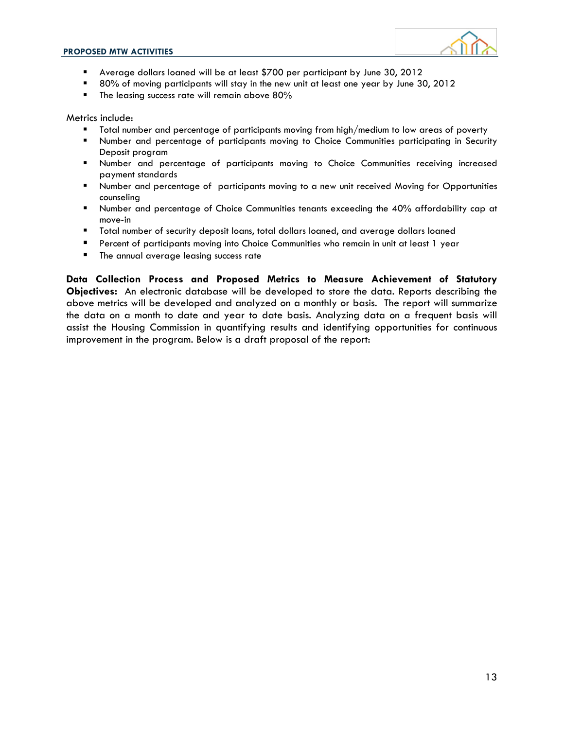- Average dollars loaned will be at least $700 per participant by June 30, 2012
- 80% of moving participants will stay in the new unit at least one year by June 30, 2012
- The leasing success rate will remain above 80%

Metrics include:

- Total number and percentage of participants moving from high/medium to low areas of poverty
- Number and percentage of participants moving to Choice Communities participating in Security Deposit program
- Number and percentage of participants moving to Choice Communities receiving increased payment standards
- Number and percentage of participants moving to a new unit received Moving for Opportunities counseling
- Number and percentage of Choice Communities tenants exceeding the 40% affordability cap at move-in
- Total number of security deposit loans, total dollars loaned, and average dollars loaned
- Percent of participants moving into Choice Communities who remain in unit at least 1 year
- The annual average leasing success rate

**Data Collection Process and Proposed Metrics to Measure Achievement of Statutory Objectives:** An electronic database will be developed to store the data. Reports describing the above metrics will be developed and analyzed on a monthly or basis. The report will summarize the data on a month to date and year to date basis. Analyzing data on a frequent basis will assist the Housing Commission in quantifying results and identifying opportunities for continuous improvement in the program. Below is a draft proposal of the report: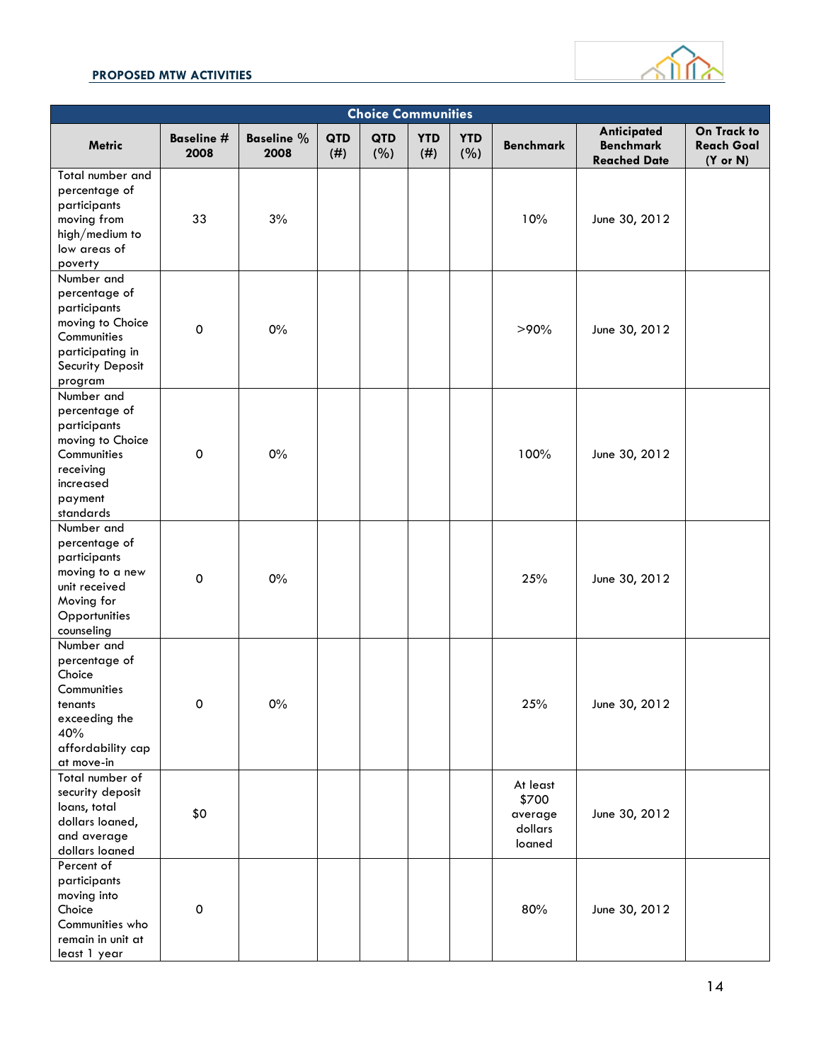| Choice Communities | | | | | | | | | |
|---|---|---|---|---|---|---|---|---|---|
| **Metric** | **Baseline # 2008** | **Baseline % 2008** | **QTD (#)** | **QTD (%)** | **YTD (#)** | **YTD (%)** | **Benchmark** | **Anticipated Benchmark Reached Date** | **On Track to Reach Goal (Y or N)** |
| Total number and percentage of participants moving from high/medium to low areas of poverty | 33 | 3% | | | | | 10% | June 30, 2012 | |
| Number and percentage of participants moving to Choice Communities participating in Security Deposit program | 0 | 0% | | | | | >90% | June 30, 2012 | |
| Number and percentage of participants moving to Choice Communities receiving increased payment standards | 0 | 0% | | | | | 100% | June 30, 2012 | |
| Number and percentage of participants moving to a new unit received Moving for Opportunities counseling | 0 | 0% | | | | | 25% | June 30, 2012 | |
| Number and percentage of Choice Communities tenants exceeding the 40% affordability cap at move-in | 0 | 0% | | | | | 25% | June 30, 2012 | |
| Total number of security deposit loans, total dollars loaned, and average dollars loaned | $0 | | | | | | At least $700 average dollars loaned | June 30, 2012 | |
| Percent of participants moving into Choice Communities who remain in unit at least 1 year | 0 | | | | | | 80% | June 30, 2012 | |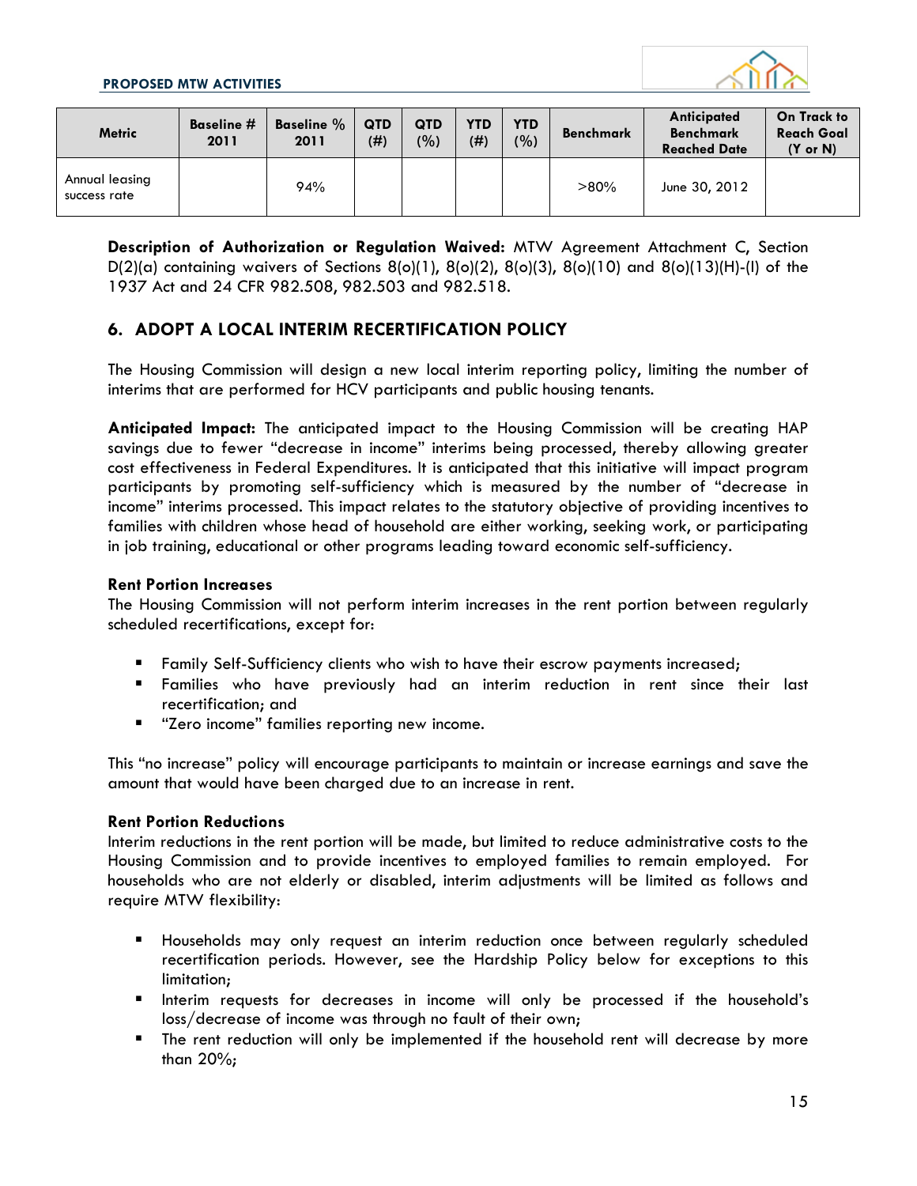| Metric | Baseline # 2011 | Baseline % 2011 | QTD (#) | QTD (%) | YTD (#) | YTD (%) | Benchmark | Anticipated Benchmark Reached Date | On Track to Reach Goal (Y or N) |
|---|---|---|---|---|---|---|---|---|---|
| Annual leasing success rate | | 94% | | | | | >80% | June 30, 2012 | |

**Description of Authorization or Regulation Waived:** MTW Agreement Attachment C, Section D(2)(a) containing waivers of Sections 8(o)(1), 8(o)(2), 8(o)(3), 8(o)(10) and 8(o)(13)(H)-(I) of the 1937 Act and 24 CFR 982.508, 982.503 and 982.518.

## 6. ADOPT A LOCAL INTERIM RECERTIFICATION POLICY

The Housing Commission will design a new local interim reporting policy, limiting the number of interims that are performed for HCV participants and public housing tenants.

**Anticipated Impact:** The anticipated impact to the Housing Commission will be creating HAP savings due to fewer "decrease in income" interims being processed, thereby allowing greater cost effectiveness in Federal Expenditures. It is anticipated that this initiative will impact program participants by promoting self-sufficiency which is measured by the number of "decrease in income" interims processed. This impact relates to the statutory objective of providing incentives to families with children whose head of household are either working, seeking work, or participating in job training, educational or other programs leading toward economic self-sufficiency.

### Rent Portion Increases

The Housing Commission will not perform interim increases in the rent portion between regularly scheduled recertifications, except for:

- Family Self-Sufficiency clients who wish to have their escrow payments increased;
- Families who have previously had an interim reduction in rent since their last recertification; and
- "Zero income" families reporting new income.

This "no increase" policy will encourage participants to maintain or increase earnings and save the amount that would have been charged due to an increase in rent.

### Rent Portion Reductions

Interim reductions in the rent portion will be made, but limited to reduce administrative costs to the Housing Commission and to provide incentives to employed families to remain employed. For households who are not elderly or disabled, interim adjustments will be limited as follows and require MTW flexibility:

- Households may only request an interim reduction once between regularly scheduled recertification periods. However, see the Hardship Policy below for exceptions to this limitation;
- Interim requests for decreases in income will only be processed if the household's loss/decrease of income was through no fault of their own;
- The rent reduction will only be implemented if the household rent will decrease by more than 20%;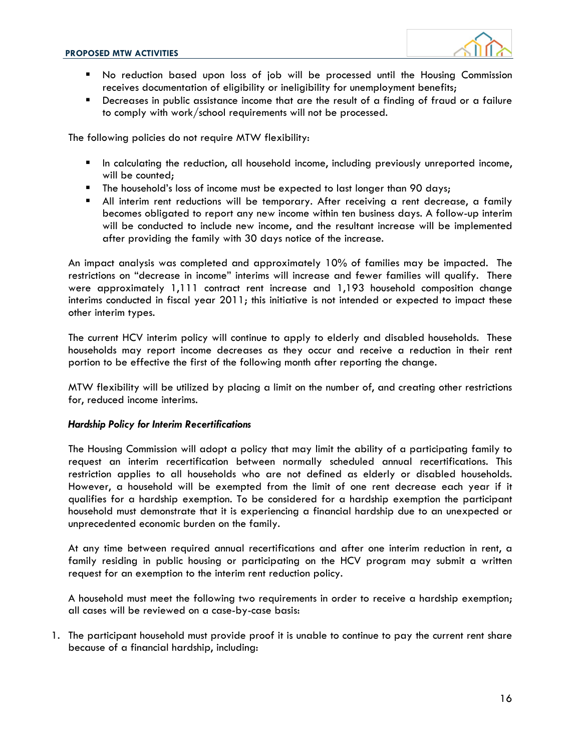- No reduction based upon loss of job will be processed until the Housing Commission receives documentation of eligibility or ineligibility for unemployment benefits;
- Decreases in public assistance income that are the result of a finding of fraud or a failure to comply with work/school requirements will not be processed.

The following policies do not require MTW flexibility:

- In calculating the reduction, all household income, including previously unreported income, will be counted;
- The household's loss of income must be expected to last longer than 90 days;
- All interim rent reductions will be temporary. After receiving a rent decrease, a family becomes obligated to report any new income within ten business days. A follow-up interim will be conducted to include new income, and the resultant increase will be implemented after providing the family with 30 days notice of the increase.

An impact analysis was completed and approximately 10% of families may be impacted. The restrictions on "decrease in income" interims will increase and fewer families will qualify. There were approximately 1,111 contract rent increase and 1,193 household composition change interims conducted in fiscal year 2011; this initiative is not intended or expected to impact these other interim types.

The current HCV interim policy will continue to apply to elderly and disabled households. These households may report income decreases as they occur and receive a reduction in their rent portion to be effective the first of the following month after reporting the change.

MTW flexibility will be utilized by placing a limit on the number of, and creating other restrictions for, reduced income interims.

***Hardship Policy for Interim Recertifications***

The Housing Commission will adopt a policy that may limit the ability of a participating family to request an interim recertification between normally scheduled annual recertifications. This restriction applies to all households who are not defined as elderly or disabled households. However, a household will be exempted from the limit of one rent decrease each year if it qualifies for a hardship exemption. To be considered for a hardship exemption the participant household must demonstrate that it is experiencing a financial hardship due to an unexpected or unprecedented economic burden on the family.

At any time between required annual recertifications and after one interim reduction in rent, a family residing in public housing or participating on the HCV program may submit a written request for an exemption to the interim rent reduction policy.

A household must meet the following two requirements in order to receive a hardship exemption; all cases will be reviewed on a case-by-case basis:

1. The participant household must provide proof it is unable to continue to pay the current rent share because of a financial hardship, including: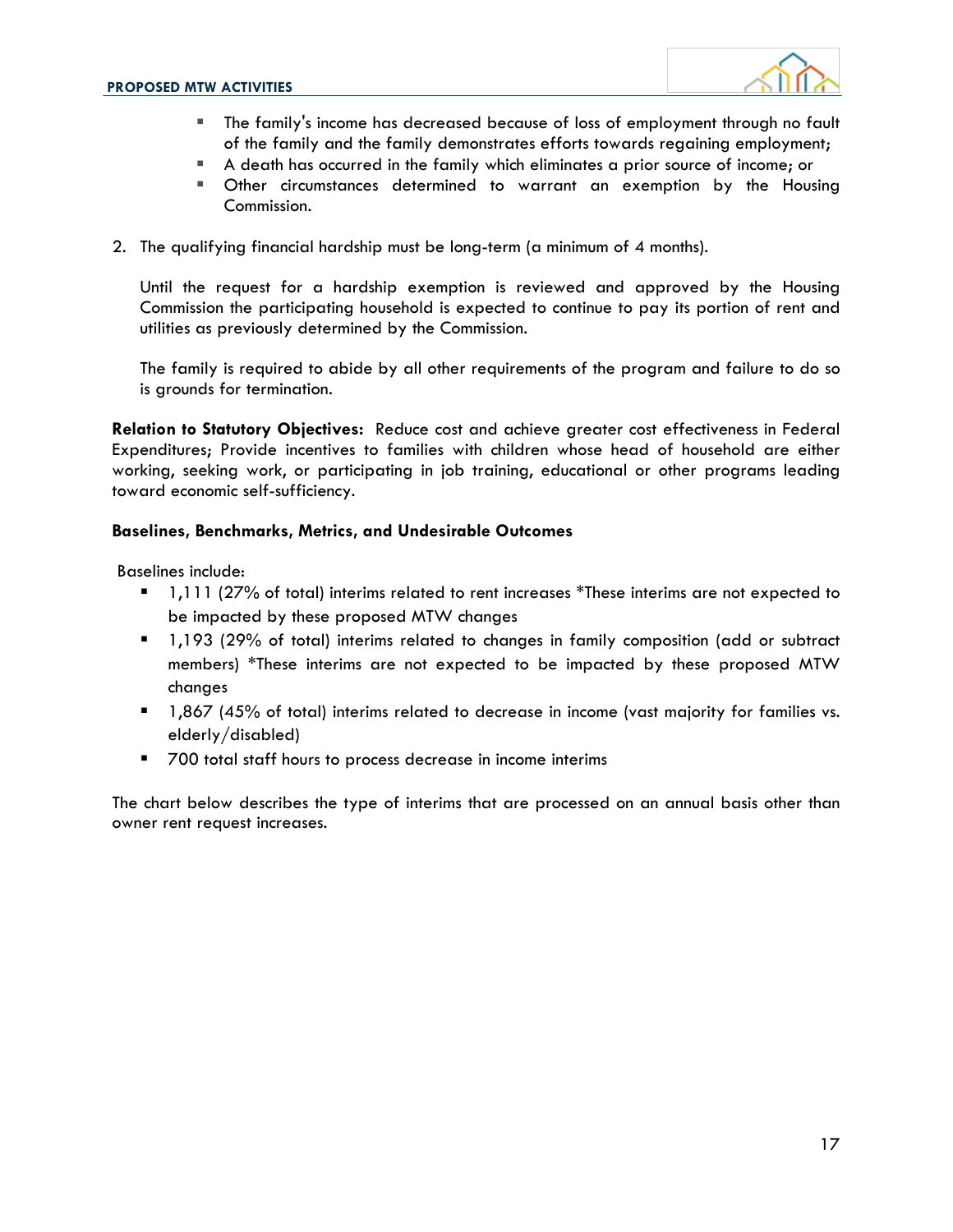- The family's income has decreased because of loss of employment through no fault of the family and the family demonstrates efforts towards regaining employment;
- A death has occurred in the family which eliminates a prior source of income; or
- Other circumstances determined to warrant an exemption by the Housing Commission.

2. The qualifying financial hardship must be long-term (a minimum of 4 months).

   Until the request for a hardship exemption is reviewed and approved by the Housing Commission the participating household is expected to continue to pay its portion of rent and utilities as previously determined by the Commission.

   The family is required to abide by all other requirements of the program and failure to do so is grounds for termination.

**Relation to Statutory Objectives:** Reduce cost and achieve greater cost effectiveness in Federal Expenditures; Provide incentives to families with children whose head of household are either working, seeking work, or participating in job training, educational or other programs leading toward economic self-sufficiency.

**Baselines, Benchmarks, Metrics, and Undesirable Outcomes**

Baselines include:

- 1,111 (27% of total) interims related to rent increases *These interims are not expected to be impacted by these proposed MTW changes
- 1,193 (29% of total) interims related to changes in family composition (add or subtract members) *These interims are not expected to be impacted by these proposed MTW changes
- 1,867 (45% of total) interims related to decrease in income (vast majority for families vs. elderly/disabled)
- 700 total staff hours to process decrease in income interims

The chart below describes the type of interims that are processed on an annual basis other than owner rent request increases.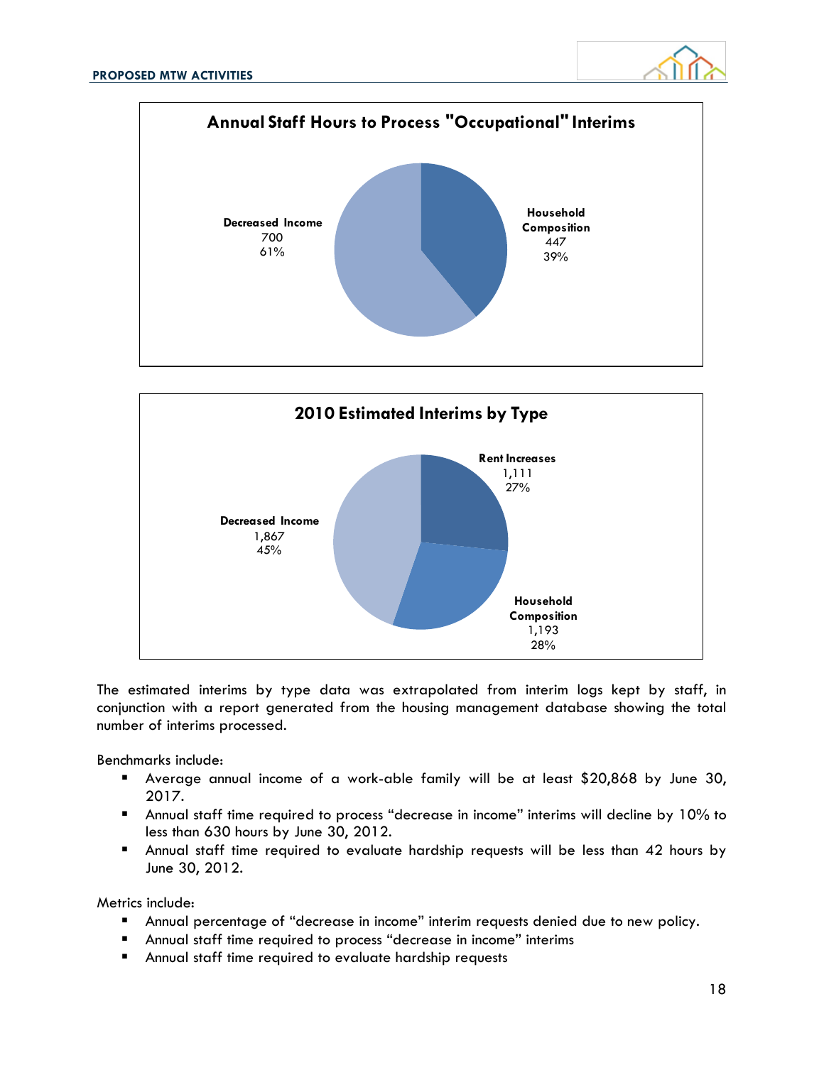**Annual Staff Hours to Process "Occupational" Interims**

| Type | Hours | Percent |
|---|---|---|
| Decreased Income | 700 | 61% |
| Household Composition | 447 | 39% |

**2010 Estimated Interims by Type**

| Type | Count | Percent |
|---|---|---|
| Rent Increases | 1,111 | 27% |
| Household Composition | 1,193 | 28% |
| Decreased Income | 1,867 | 45% |

The estimated interims by type data was extrapolated from interim logs kept by staff, in conjunction with a report generated from the housing management database showing the total number of interims processed.

Benchmarks include:

- Average annual income of a work-able family will be at least $20,868 by June 30, 2017.
- Annual staff time required to process "decrease in income" interims will decline by 10% to less than 630 hours by June 30, 2012.
- Annual staff time required to evaluate hardship requests will be less than 42 hours by June 30, 2012.

Metrics include:

- Annual percentage of "decrease in income" interim requests denied due to new policy.
- Annual staff time required to process "decrease in income" interims
- Annual staff time required to evaluate hardship requests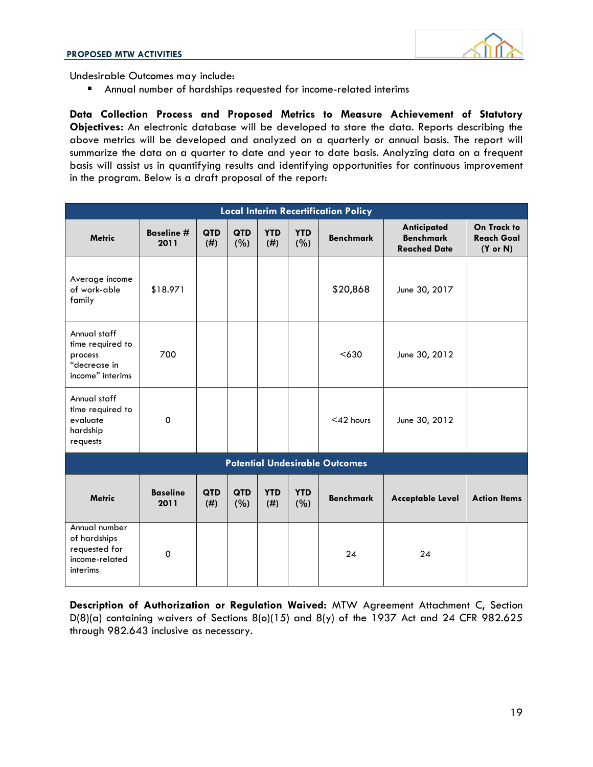Undesirable Outcomes may include:

- Annual number of hardships requested for income-related interims

**Data Collection Process and Proposed Metrics to Measure Achievement of Statutory Objectives:** An electronic database will be developed to store the data. Reports describing the above metrics will be developed and analyzed on a quarterly or annual basis. The report will summarize the data on a quarter to date and year to date basis. Analyzing data on a frequent basis will assist us in quantifying results and identifying opportunities for continuous improvement in the program. Below is a draft proposal of the report:

| Local Interim Recertification Policy | | | | | | | | |
|---|---|---|---|---|---|---|---|---|
| **Metric** | **Baseline # 2011** | **QTD (#)** | **QTD (%)** | **YTD (#)** | **YTD (%)** | **Benchmark** | **Anticipated Benchmark Reached Date** | **On Track to Reach Goal (Y or N)** |
| Average income of work-able family | $18.971 | | | | | $20,868 | June 30, 2017 | |
| Annual staff time required to process "decrease in income" interims | 700 | | | | | <630 | June 30, 2012 | |
| Annual staff time required to evaluate hardship requests | 0 | | | | | <42 hours | June 30, 2012 | |
| **Potential Undesirable Outcomes** | | | | | | | | |
| **Metric** | **Baseline 2011** | **QTD (#)** | **QTD (%)** | **YTD (#)** | **YTD (%)** | **Benchmark** | **Acceptable Level** | **Action Items** |
| Annual number of hardships requested for income-related interims | 0 | | | | | 24 | 24 | |

**Description of Authorization or Regulation Waived:** MTW Agreement Attachment C, Section D(8)(a) containing waivers of Sections 8(o)(15) and 8(y) of the 1937 Act and 24 CFR 982.625 through 982.643 inclusive as necessary.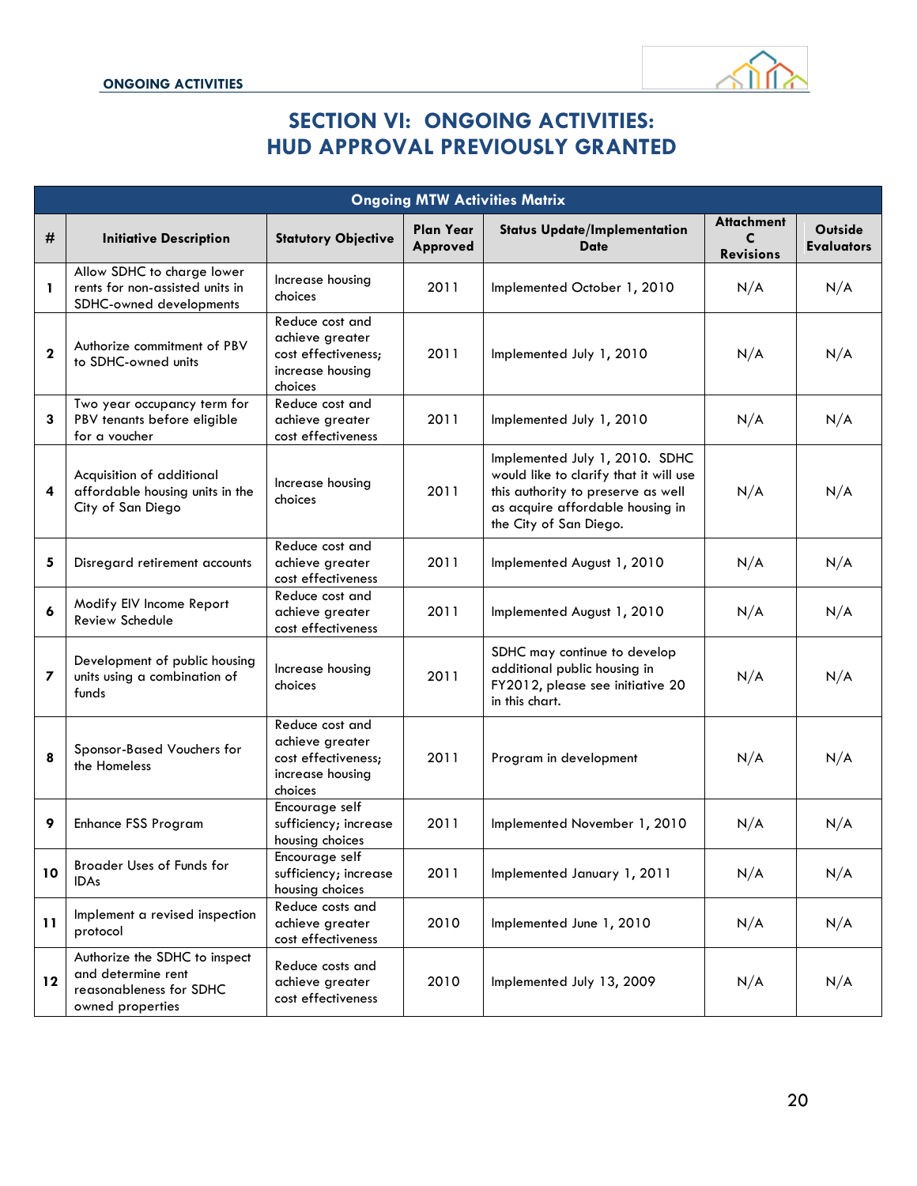# SECTION VI: ONGOING ACTIVITIES: HUD APPROVAL PREVIOUSLY GRANTED

| Ongoing MTW Activities Matrix | | | | | | |
|---|---|---|---|---|---|---|
| **#** | **Initiative Description** | **Statutory Objective** | **Plan Year Approved** | **Status Update/Implementation Date** | **Attachment C Revisions** | **Outside Evaluators** |
| **1** | Allow SDHC to charge lower rents for non-assisted units in SDHC-owned developments | Increase housing choices | 2011 | Implemented October 1, 2010 | N/A | N/A |
| **2** | Authorize commitment of PBV to SDHC-owned units | Reduce cost and achieve greater cost effectiveness; increase housing choices | 2011 | Implemented July 1, 2010 | N/A | N/A |
| **3** | Two year occupancy term for PBV tenants before eligible for a voucher | Reduce cost and achieve greater cost effectiveness | 2011 | Implemented July 1, 2010 | N/A | N/A |
| **4** | Acquisition of additional affordable housing units in the City of San Diego | Increase housing choices | 2011 | Implemented July 1, 2010. SDHC would like to clarify that it will use this authority to preserve as well as acquire affordable housing in the City of San Diego. | N/A | N/A |
| **5** | Disregard retirement accounts | Reduce cost and achieve greater cost effectiveness | 2011 | Implemented August 1, 2010 | N/A | N/A |
| **6** | Modify EIV Income Report Review Schedule | Reduce cost and achieve greater cost effectiveness | 2011 | Implemented August 1, 2010 | N/A | N/A |
| **7** | Development of public housing units using a combination of funds | Increase housing choices | 2011 | SDHC may continue to develop additional public housing in FY2012, please see initiative 20 in this chart. | N/A | N/A |
| **8** | Sponsor-Based Vouchers for the Homeless | Reduce cost and achieve greater cost effectiveness; increase housing choices | 2011 | Program in development | N/A | N/A |
| **9** | Enhance FSS Program | Encourage self sufficiency; increase housing choices | 2011 | Implemented November 1, 2010 | N/A | N/A |
| **10** | Broader Uses of Funds for IDAs | Encourage self sufficiency; increase housing choices | 2011 | Implemented January 1, 2011 | N/A | N/A |
| **11** | Implement a revised inspection protocol | Reduce costs and achieve greater cost effectiveness | 2010 | Implemented June 1, 2010 | N/A | N/A |
| **12** | Authorize the SDHC to inspect and determine rent reasonableness for SDHC owned properties | Reduce costs and achieve greater cost effectiveness | 2010 | Implemented July 13, 2009 | N/A | N/A |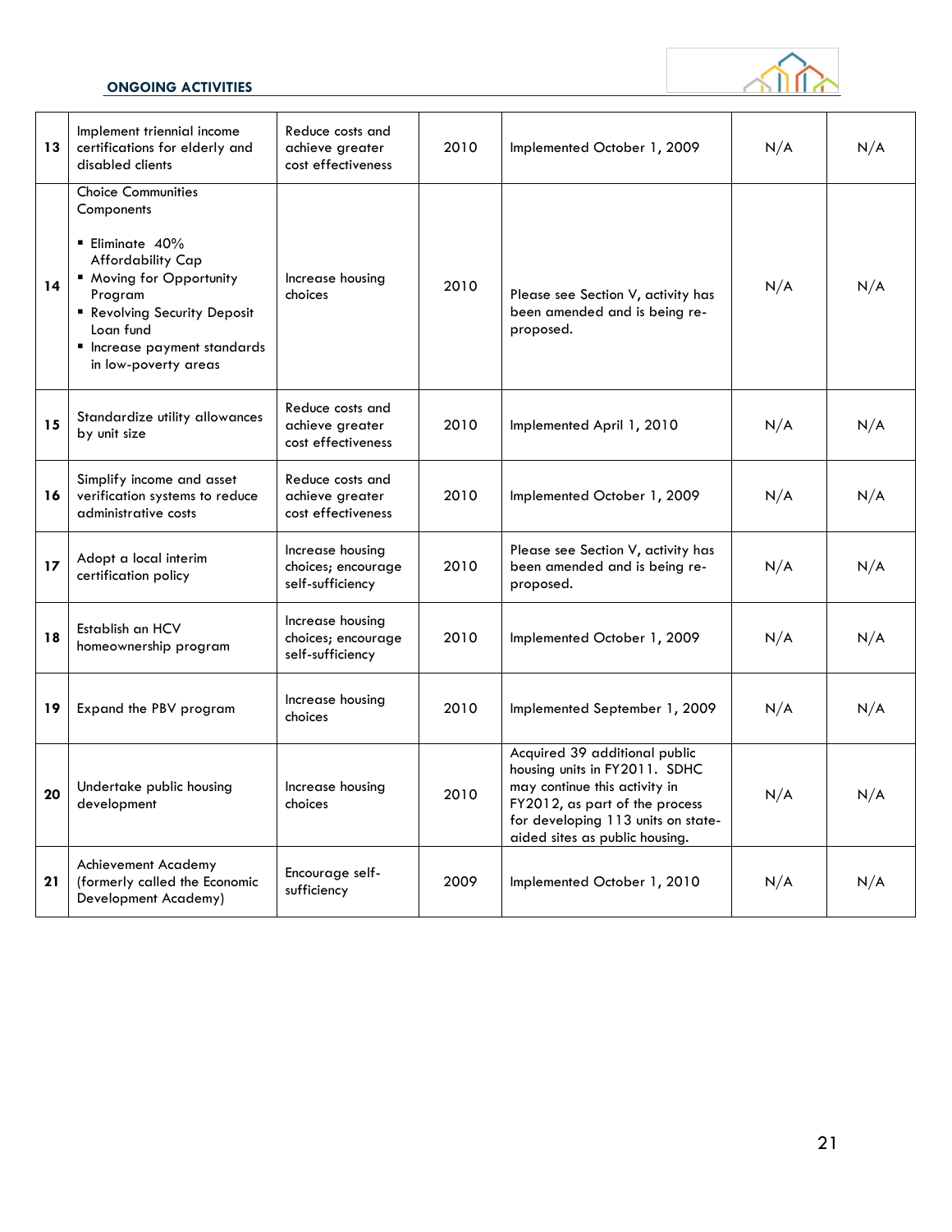## ONGOING ACTIVITIES

| | | | | | | |
|---|---|---|---|---|---|---|
| 13 | Implement triennial income certifications for elderly and disabled clients | Reduce costs and achieve greater cost effectiveness | 2010 | Implemented October 1, 2009 | N/A | N/A |
| 14 | Choice Communities Components<br><br>▪ Eliminate 40% Affordability Cap<br>▪ Moving for Opportunity Program<br>▪ Revolving Security Deposit Loan fund<br>▪ Increase payment standards in low-poverty areas | Increase housing choices | 2010 | Please see Section V, activity has been amended and is being re-proposed. | N/A | N/A |
| 15 | Standardize utility allowances by unit size | Reduce costs and achieve greater cost effectiveness | 2010 | Implemented April 1, 2010 | N/A | N/A |
| 16 | Simplify income and asset verification systems to reduce administrative costs | Reduce costs and achieve greater cost effectiveness | 2010 | Implemented October 1, 2009 | N/A | N/A |
| 17 | Adopt a local interim certification policy | Increase housing choices; encourage self-sufficiency | 2010 | Please see Section V, activity has been amended and is being re-proposed. | N/A | N/A |
| 18 | Establish an HCV homeownership program | Increase housing choices; encourage self-sufficiency | 2010 | Implemented October 1, 2009 | N/A | N/A |
| 19 | Expand the PBV program | Increase housing choices | 2010 | Implemented September 1, 2009 | N/A | N/A |
| 20 | Undertake public housing development | Increase housing choices | 2010 | Acquired 39 additional public housing units in FY2011. SDHC may continue this activity in FY2012, as part of the process for developing 113 units on state-aided sites as public housing. | N/A | N/A |
| 21 | Achievement Academy (formerly called the Economic Development Academy) | Encourage self-sufficiency | 2009 | Implemented October 1, 2010 | N/A | N/A |